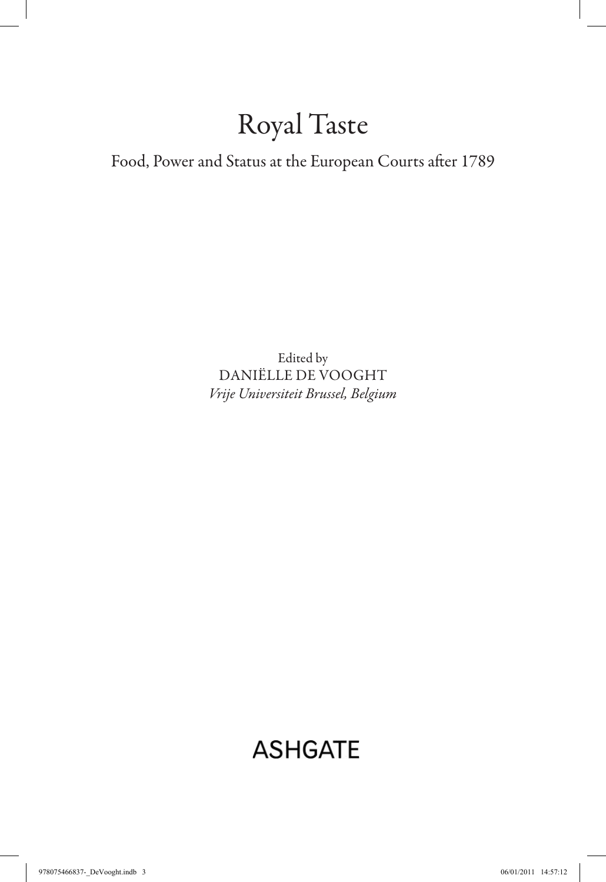# Royal Taste

## Food, Power and Status at the European Courts after 1789

Edited by
DANIËLLE DE VOOGHT
*Vrije Universiteit Brussel, Belgium*

ASHGATE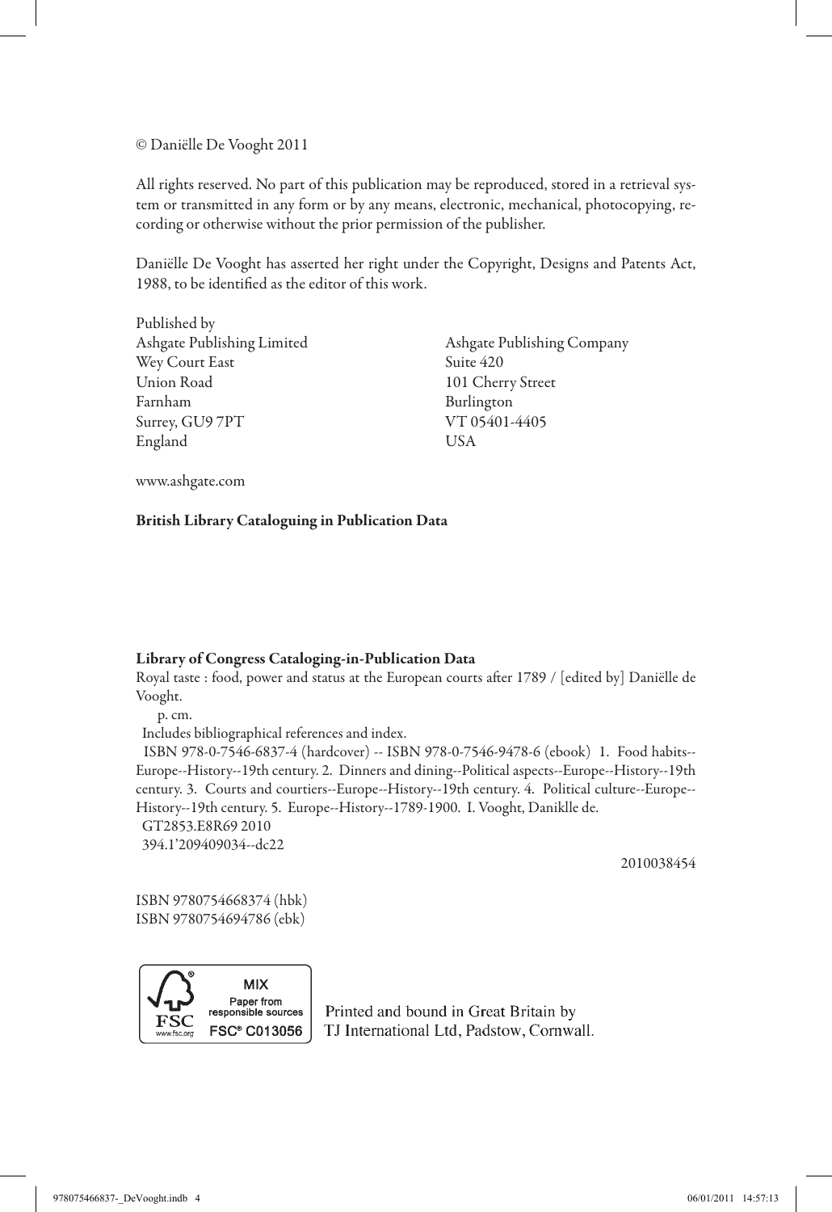© Daniëlle De Vooght 2011

All rights reserved. No part of this publication may be reproduced, stored in a retrieval system or transmitted in any form or by any means, electronic, mechanical, photocopying, recording or otherwise without the prior permission of the publisher.

Daniëlle De Vooght has asserted her right under the Copyright, Designs and Patents Act, 1988, to be identified as the editor of this work.

Published by
Ashgate Publishing Limited
Wey Court East
Union Road
Farnham
Surrey, GU9 7PT
England

Ashgate Publishing Company
Suite 420
101 Cherry Street
Burlington
VT 05401-4405
USA

www.ashgate.com

**British Library Cataloguing in Publication Data**

**Library of Congress Cataloging-in-Publication Data**

Royal taste : food, power and status at the European courts after 1789 / [edited by] Daniëlle de Vooght.

p. cm.

Includes bibliographical references and index.

ISBN 978-0-7546-6837-4 (hardcover) -- ISBN 978-0-7546-9478-6 (ebook) 1. Food habits--Europe--History--19th century. 2. Dinners and dining--Political aspects--Europe--History--19th century. 3. Courts and courtiers--Europe--History--19th century. 4. Political culture--Europe--History--19th century. 5. Europe--History--1789-1900. I. Vooght, Daniklle de.

GT2853.E8R69 2010

394.1'209409034--dc22

2010038454

ISBN 9780754668374 (hbk)
ISBN 9780754694786 (ebk)

MIX
Paper from responsible sources
FSC® C013056

Printed and bound in Great Britain by
TJ International Ltd, Padstow, Cornwall.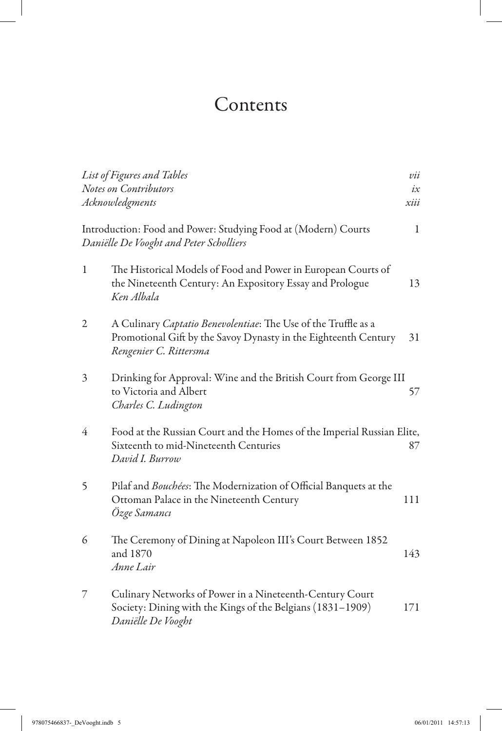# Contents

| | | |
|---|---|---|
| | *List of Figures and Tables* | *vii* |
| | *Notes on Contributors* | *ix* |
| | *Acknowledgments* | *xiii* |
| | Introduction: Food and Power: Studying Food at (Modern) Courts<br>*Daniëlle De Vooght and Peter Scholliers* | 1 |
| 1 | The Historical Models of Food and Power in European Courts of the Nineteenth Century: An Expository Essay and Prologue<br>*Ken Albala* | 13 |
| 2 | A Culinary *Captatio Benevolentiae*: The Use of the Truffle as a Promotional Gift by the Savoy Dynasty in the Eighteenth Century<br>*Rengenier C. Rittersma* | 31 |
| 3 | Drinking for Approval: Wine and the British Court from George III to Victoria and Albert<br>*Charles C. Ludington* | 57 |
| 4 | Food at the Russian Court and the Homes of the Imperial Russian Elite, Sixteenth to mid-Nineteenth Centuries<br>*David I. Burrow* | 87 |
| 5 | Pilaf and *Bouchées*: The Modernization of Official Banquets at the Ottoman Palace in the Nineteenth Century<br>*Özge Samancı* | 111 |
| 6 | The Ceremony of Dining at Napoleon III's Court Between 1852 and 1870<br>*Anne Lair* | 143 |
| 7 | Culinary Networks of Power in a Nineteenth-Century Court Society: Dining with the Kings of the Belgians (1831–1909)<br>*Daniëlle De Vooght* | 171 |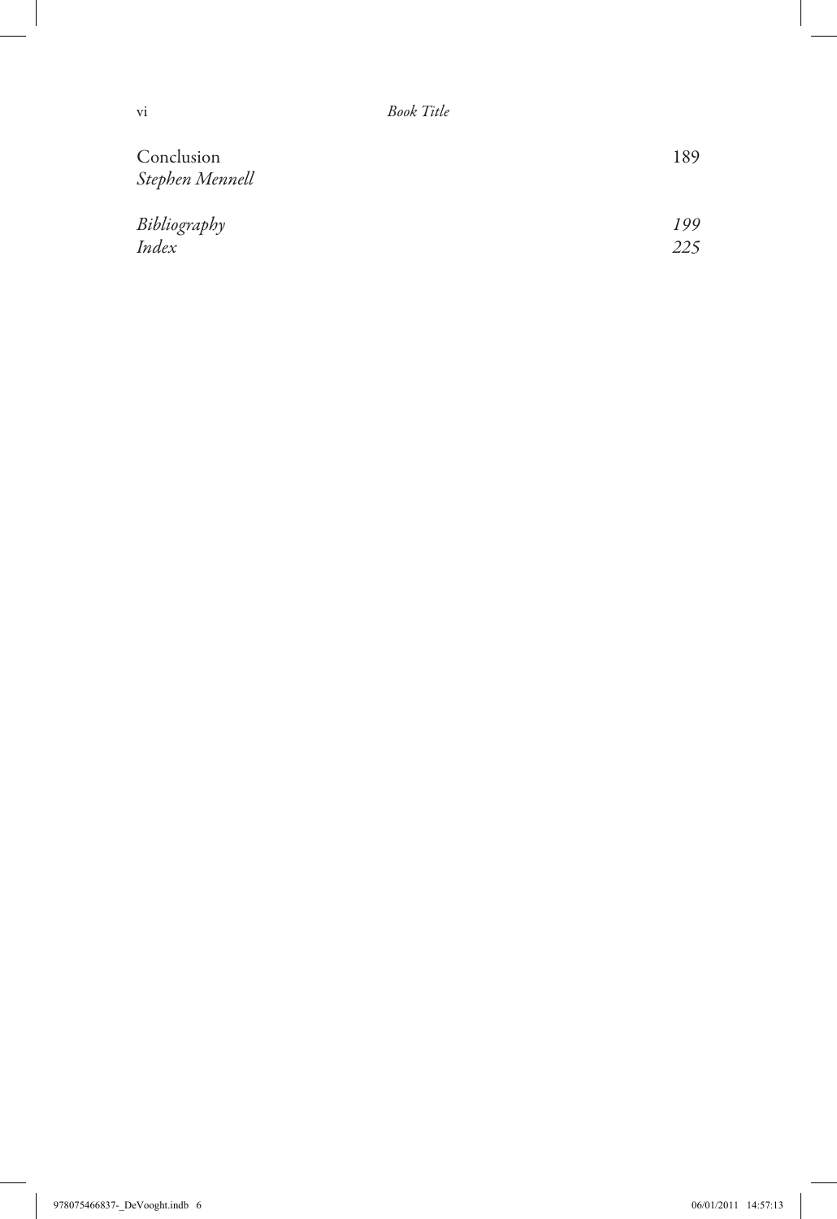Conclusion 189
*Stephen Mennell*

*Bibliography* *199*
*Index* *225*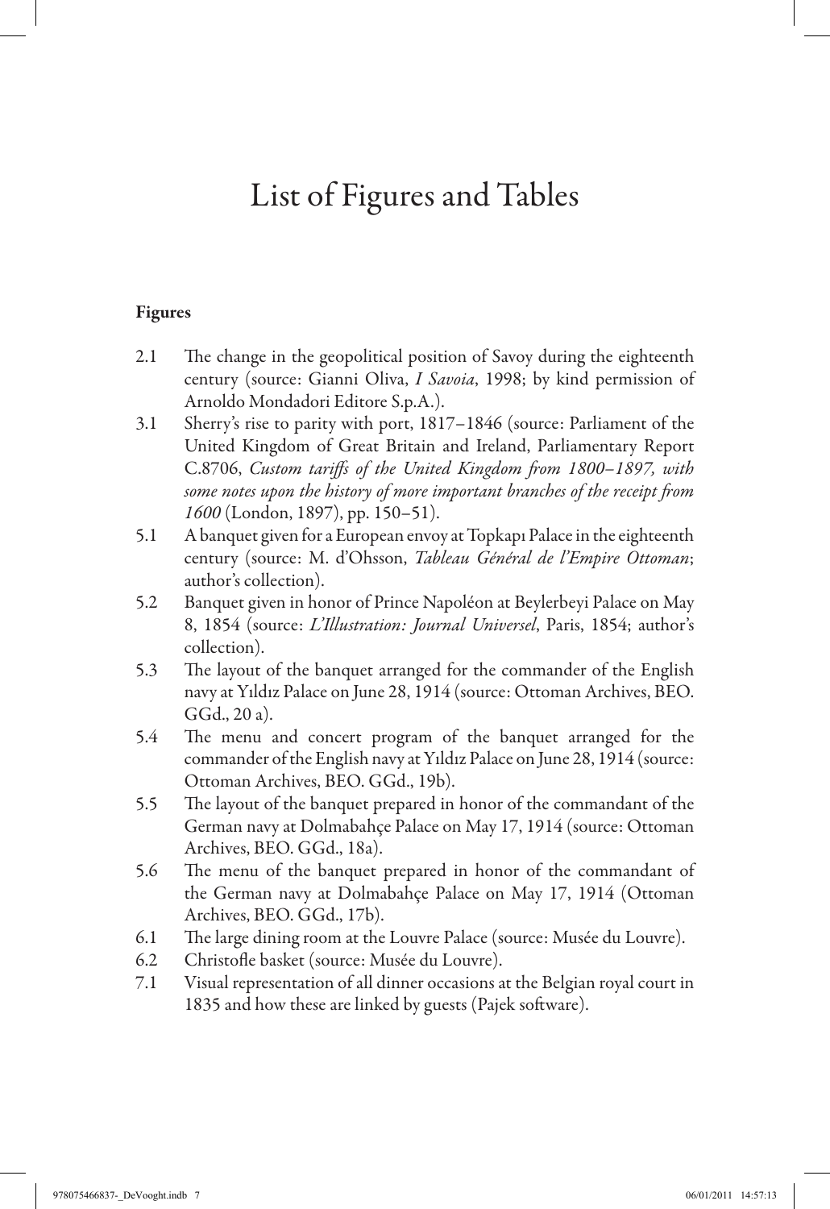# List of Figures and Tables

## Figures

2.1 The change in the geopolitical position of Savoy during the eighteenth century (source: Gianni Oliva, *I Savoia*, 1998; by kind permission of Arnoldo Mondadori Editore S.p.A.).

3.1 Sherry's rise to parity with port, 1817–1846 (source: Parliament of the United Kingdom of Great Britain and Ireland, Parliamentary Report C.8706, *Custom tariffs of the United Kingdom from 1800–1897, with some notes upon the history of more important branches of the receipt from 1600* (London, 1897), pp. 150–51).

5.1 A banquet given for a European envoy at Topkapı Palace in the eighteenth century (source: M. d'Ohsson, *Tableau Général de l'Empire Ottoman*; author's collection).

5.2 Banquet given in honor of Prince Napoléon at Beylerbeyi Palace on May 8, 1854 (source: *L'Illustration: Journal Universel*, Paris, 1854; author's collection).

5.3 The layout of the banquet arranged for the commander of the English navy at Yıldız Palace on June 28, 1914 (source: Ottoman Archives, BEO. GGd., 20 a).

5.4 The menu and concert program of the banquet arranged for the commander of the English navy at Yıldız Palace on June 28, 1914 (source: Ottoman Archives, BEO. GGd., 19b).

5.5 The layout of the banquet prepared in honor of the commandant of the German navy at Dolmabahçe Palace on May 17, 1914 (source: Ottoman Archives, BEO. GGd., 18a).

5.6 The menu of the banquet prepared in honor of the commandant of the German navy at Dolmabahçe Palace on May 17, 1914 (Ottoman Archives, BEO. GGd., 17b).

6.1 The large dining room at the Louvre Palace (source: Musée du Louvre).

6.2 Christofle basket (source: Musée du Louvre).

7.1 Visual representation of all dinner occasions at the Belgian royal court in 1835 and how these are linked by guests (Pajek software).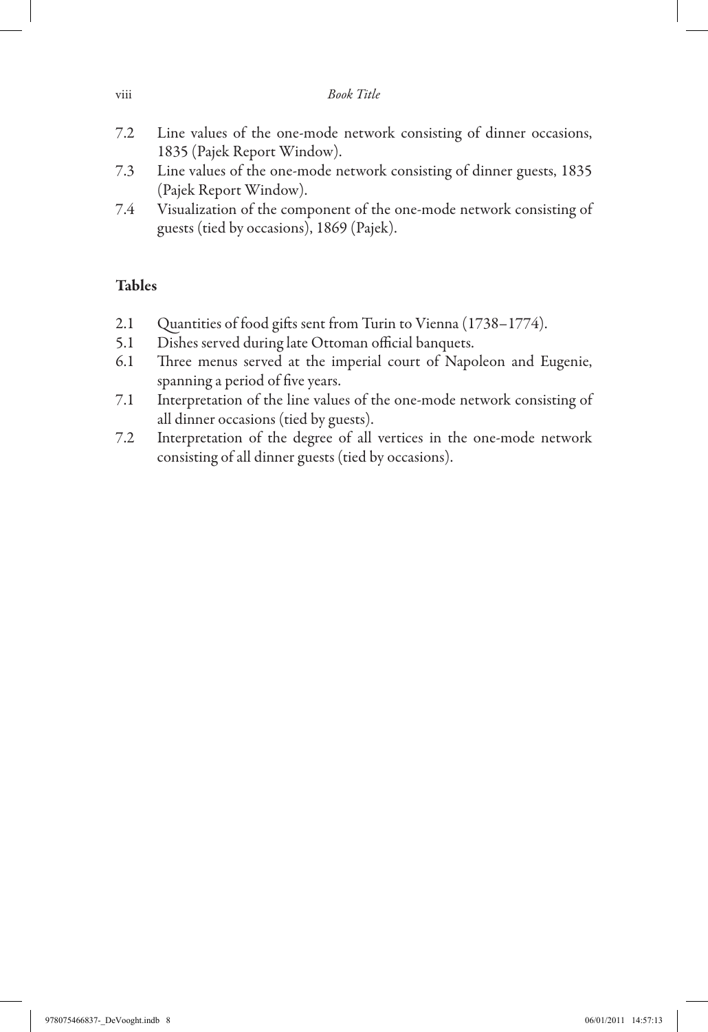7.2 Line values of the one-mode network consisting of dinner occasions, 1835 (Pajek Report Window).
7.3 Line values of the one-mode network consisting of dinner guests, 1835 (Pajek Report Window).
7.4 Visualization of the component of the one-mode network consisting of guests (tied by occasions), 1869 (Pajek).

### Tables

2.1 Quantities of food gifts sent from Turin to Vienna (1738–1774).
5.1 Dishes served during late Ottoman official banquets.
6.1 Three menus served at the imperial court of Napoleon and Eugenie, spanning a period of five years.
7.1 Interpretation of the line values of the one-mode network consisting of all dinner occasions (tied by guests).
7.2 Interpretation of the degree of all vertices in the one-mode network consisting of all dinner guests (tied by occasions).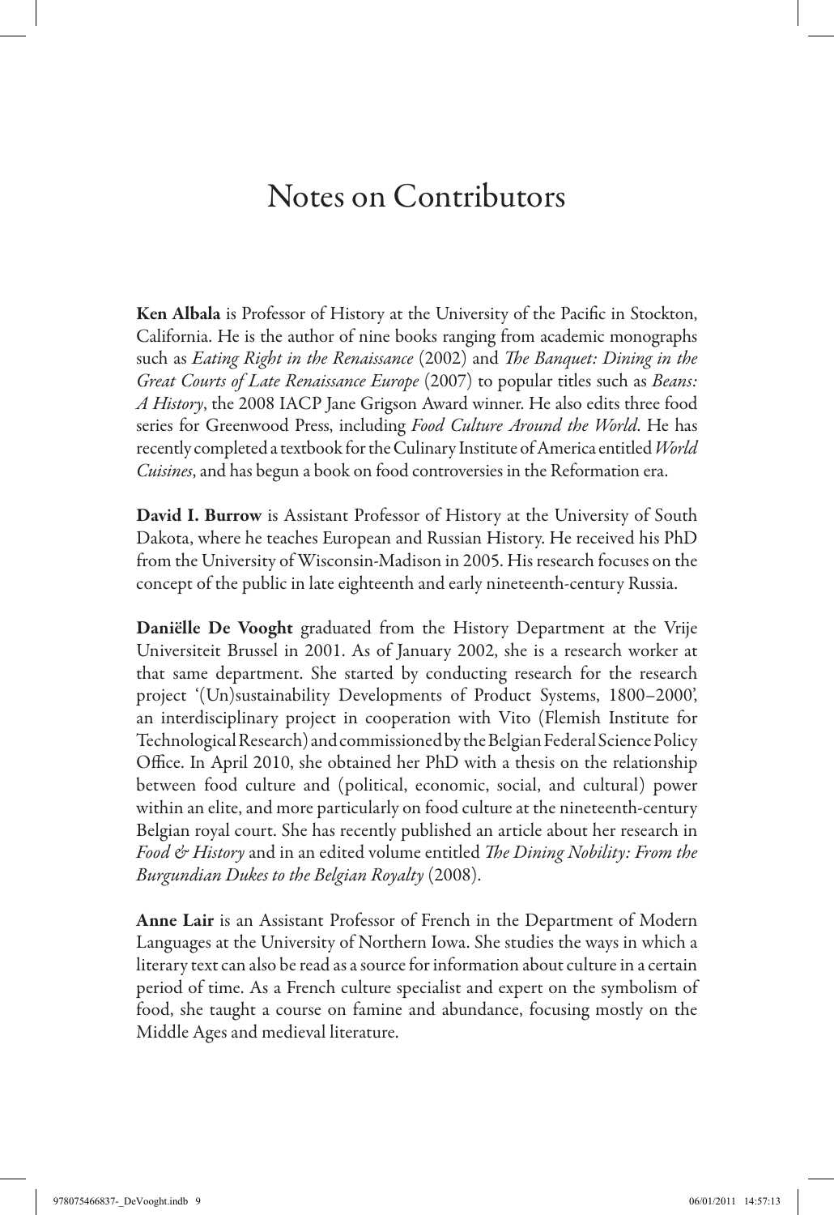# Notes on Contributors

**Ken Albala** is Professor of History at the University of the Pacific in Stockton, California. He is the author of nine books ranging from academic monographs such as *Eating Right in the Renaissance* (2002) and *The Banquet: Dining in the Great Courts of Late Renaissance Europe* (2007) to popular titles such as *Beans: A History*, the 2008 IACP Jane Grigson Award winner. He also edits three food series for Greenwood Press, including *Food Culture Around the World*. He has recently completed a textbook for the Culinary Institute of America entitled *World Cuisines*, and has begun a book on food controversies in the Reformation era.

**David I. Burrow** is Assistant Professor of History at the University of South Dakota, where he teaches European and Russian History. He received his PhD from the University of Wisconsin-Madison in 2005. His research focuses on the concept of the public in late eighteenth and early nineteenth-century Russia.

**Daniëlle De Vooght** graduated from the History Department at the Vrije Universiteit Brussel in 2001. As of January 2002, she is a research worker at that same department. She started by conducting research for the research project '(Un)sustainability Developments of Product Systems, 1800–2000', an interdisciplinary project in cooperation with Vito (Flemish Institute for Technological Research) and commissioned by the Belgian Federal Science Policy Office. In April 2010, she obtained her PhD with a thesis on the relationship between food culture and (political, economic, social, and cultural) power within an elite, and more particularly on food culture at the nineteenth-century Belgian royal court. She has recently published an article about her research in *Food & History* and in an edited volume entitled *The Dining Nobility: From the Burgundian Dukes to the Belgian Royalty* (2008).

**Anne Lair** is an Assistant Professor of French in the Department of Modern Languages at the University of Northern Iowa. She studies the ways in which a literary text can also be read as a source for information about culture in a certain period of time. As a French culture specialist and expert on the symbolism of food, she taught a course on famine and abundance, focusing mostly on the Middle Ages and medieval literature.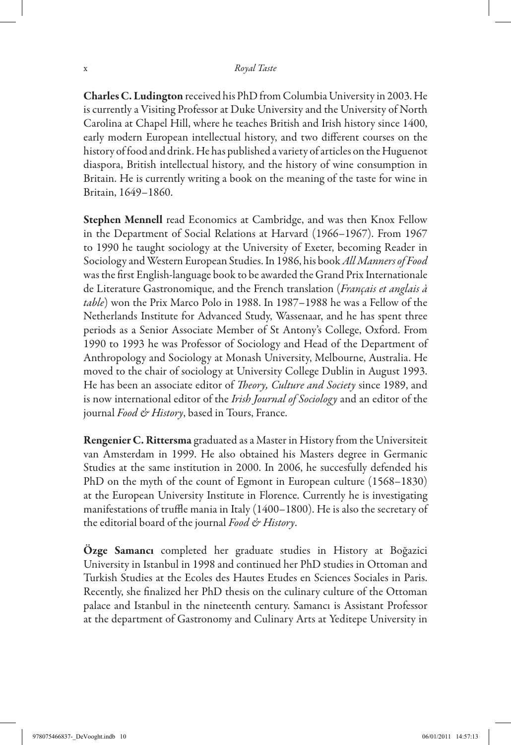**Charles C. Ludington** received his PhD from Columbia University in 2003. He is currently a Visiting Professor at Duke University and the University of North Carolina at Chapel Hill, where he teaches British and Irish history since 1400, early modern European intellectual history, and two different courses on the history of food and drink. He has published a variety of articles on the Huguenot diaspora, British intellectual history, and the history of wine consumption in Britain. He is currently writing a book on the meaning of the taste for wine in Britain, 1649–1860.

**Stephen Mennell** read Economics at Cambridge, and was then Knox Fellow in the Department of Social Relations at Harvard (1966–1967). From 1967 to 1990 he taught sociology at the University of Exeter, becoming Reader in Sociology and Western European Studies. In 1986, his book *All Manners of Food* was the first English-language book to be awarded the Grand Prix Internationale de Literature Gastronomique, and the French translation (*Français et anglais à table*) won the Prix Marco Polo in 1988. In 1987–1988 he was a Fellow of the Netherlands Institute for Advanced Study, Wassenaar, and he has spent three periods as a Senior Associate Member of St Antony's College, Oxford. From 1990 to 1993 he was Professor of Sociology and Head of the Department of Anthropology and Sociology at Monash University, Melbourne, Australia. He moved to the chair of sociology at University College Dublin in August 1993. He has been an associate editor of *Theory, Culture and Society* since 1989, and is now international editor of the *Irish Journal of Sociology* and an editor of the journal *Food & History*, based in Tours, France.

**Rengenier C. Rittersma** graduated as a Master in History from the Universiteit van Amsterdam in 1999. He also obtained his Masters degree in Germanic Studies at the same institution in 2000. In 2006, he succesfully defended his PhD on the myth of the count of Egmont in European culture (1568–1830) at the European University Institute in Florence. Currently he is investigating manifestations of truffle mania in Italy (1400–1800). He is also the secretary of the editorial board of the journal *Food & History*.

**Özge Samancı** completed her graduate studies in History at Boğazici University in Istanbul in 1998 and continued her PhD studies in Ottoman and Turkish Studies at the Ecoles des Hautes Etudes en Sciences Sociales in Paris. Recently, she finalized her PhD thesis on the culinary culture of the Ottoman palace and Istanbul in the nineteenth century. Samancı is Assistant Professor at the department of Gastronomy and Culinary Arts at Yeditepe University in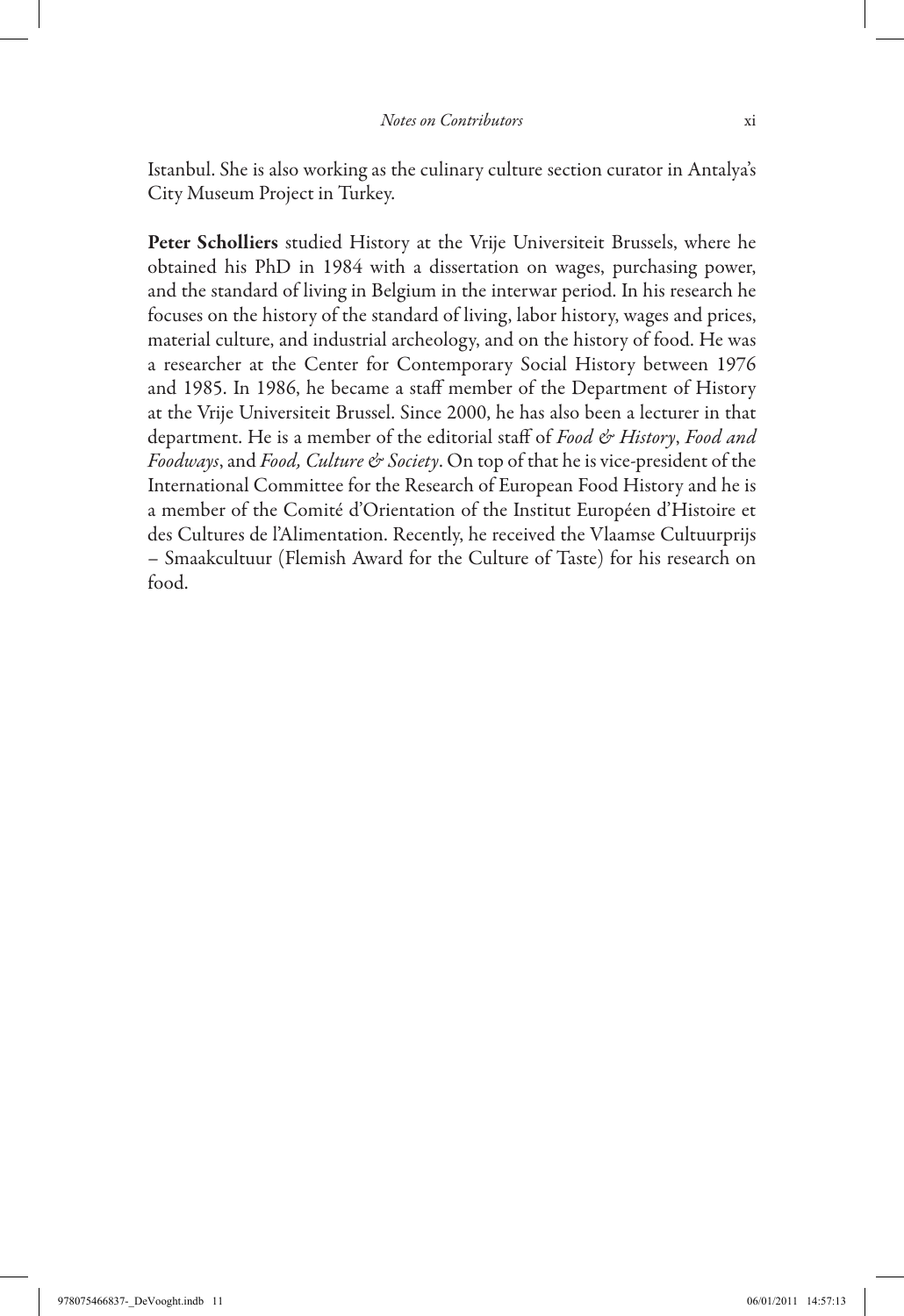Istanbul. She is also working as the culinary culture section curator in Antalya's City Museum Project in Turkey.

**Peter Scholliers** studied History at the Vrije Universiteit Brussels, where he obtained his PhD in 1984 with a dissertation on wages, purchasing power, and the standard of living in Belgium in the interwar period. In his research he focuses on the history of the standard of living, labor history, wages and prices, material culture, and industrial archeology, and on the history of food. He was a researcher at the Center for Contemporary Social History between 1976 and 1985. In 1986, he became a staff member of the Department of History at the Vrije Universiteit Brussel. Since 2000, he has also been a lecturer in that department. He is a member of the editorial staff of *Food & History*, *Food and Foodways*, and *Food, Culture & Society*. On top of that he is vice-president of the International Committee for the Research of European Food History and he is a member of the Comité d'Orientation of the Institut Européen d'Histoire et des Cultures de l'Alimentation. Recently, he received the Vlaamse Cultuurprijs – Smaakcultuur (Flemish Award for the Culture of Taste) for his research on food.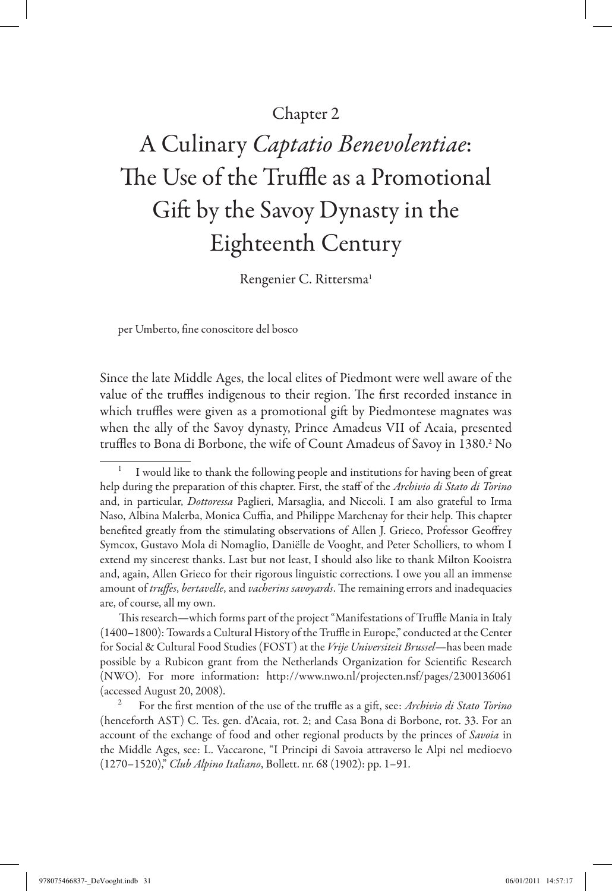Chapter 2

# A Culinary *Captatio Benevolentiae*: The Use of the Truffle as a Promotional Gift by the Savoy Dynasty in the Eighteenth Century

Rengenier C. Rittersma[1]

per Umberto, fine conoscitore del bosco

Since the late Middle Ages, the local elites of Piedmont were well aware of the value of the truffles indigenous to their region. The first recorded instance in which truffles were given as a promotional gift by Piedmontese magnates was when the ally of the Savoy dynasty, Prince Amadeus VII of Acaia, presented truffles to Bona di Borbone, the wife of Count Amadeus of Savoy in 1380.[2] No

---

[1] I would like to thank the following people and institutions for having been of great help during the preparation of this chapter. First, the staff of the *Archivio di Stato di Torino* and, in particular, *Dottoressa* Paglieri, Marsaglia, and Niccoli. I am also grateful to Irma Naso, Albina Malerba, Monica Cuffia, and Philippe Marchenay for their help. This chapter benefited greatly from the stimulating observations of Allen J. Grieco, Professor Geoffrey Symcox, Gustavo Mola di Nomaglio, Daniëlle de Vooght, and Peter Scholliers, to whom I extend my sincerest thanks. Last but not least, I should also like to thank Milton Kooistra and, again, Allen Grieco for their rigorous linguistic corrections. I owe you all an immense amount of *truffes*, *bertavelle*, and *vacherins savoyards*. The remaining errors and inadequacies are, of course, all my own.

This research—which forms part of the project "Manifestations of Truffle Mania in Italy (1400–1800): Towards a Cultural History of the Truffle in Europe," conducted at the Center for Social & Cultural Food Studies (FOST) at the *Vrije Universiteit Brussel*—has been made possible by a Rubicon grant from the Netherlands Organization for Scientific Research (NWO). For more information: http://www.nwo.nl/projecten.nsf/pages/2300136061 (accessed August 20, 2008).

[2] For the first mention of the use of the truffle as a gift, see: *Archivio di Stato Torino* (henceforth AST) C. Tes. gen. d'Acaia, rot. 2; and Casa Bona di Borbone, rot. 33. For an account of the exchange of food and other regional products by the princes of *Savoia* in the Middle Ages, see: L. Vaccarone, "I Principi di Savoia attraverso le Alpi nel medioevo (1270–1520)," *Club Alpino Italiano*, Bollett. nr. 68 (1902): pp. 1–91.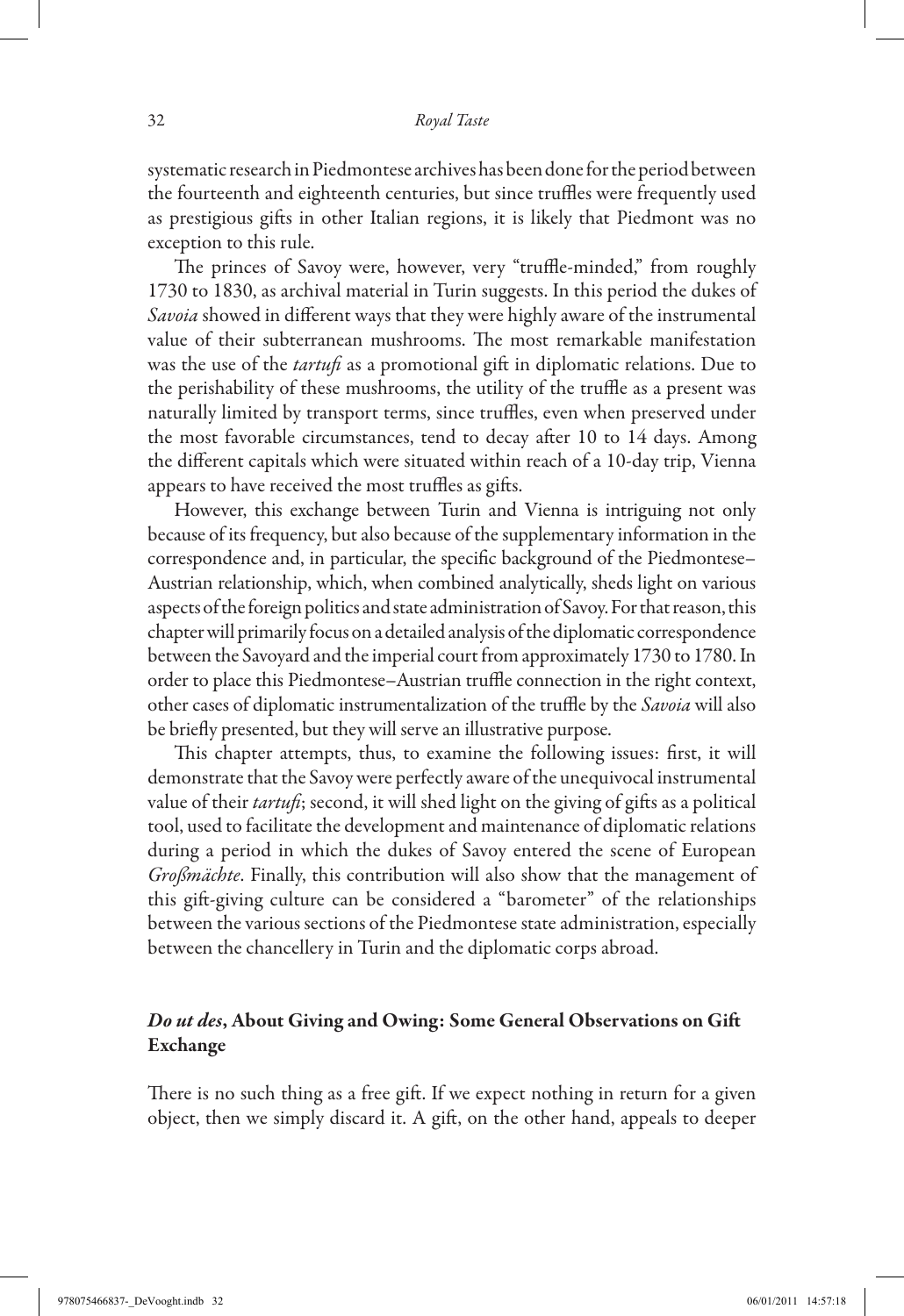systematic research in Piedmontese archives has been done for the period between the fourteenth and eighteenth centuries, but since truffles were frequently used as prestigious gifts in other Italian regions, it is likely that Piedmont was no exception to this rule.

The princes of Savoy were, however, very "truffle-minded," from roughly 1730 to 1830, as archival material in Turin suggests. In this period the dukes of *Savoia* showed in different ways that they were highly aware of the instrumental value of their subterranean mushrooms. The most remarkable manifestation was the use of the *tartufi* as a promotional gift in diplomatic relations. Due to the perishability of these mushrooms, the utility of the truffle as a present was naturally limited by transport terms, since truffles, even when preserved under the most favorable circumstances, tend to decay after 10 to 14 days. Among the different capitals which were situated within reach of a 10-day trip, Vienna appears to have received the most truffles as gifts.

However, this exchange between Turin and Vienna is intriguing not only because of its frequency, but also because of the supplementary information in the correspondence and, in particular, the specific background of the Piedmontese–Austrian relationship, which, when combined analytically, sheds light on various aspects of the foreign politics and state administration of Savoy. For that reason, this chapter will primarily focus on a detailed analysis of the diplomatic correspondence between the Savoyard and the imperial court from approximately 1730 to 1780. In order to place this Piedmontese–Austrian truffle connection in the right context, other cases of diplomatic instrumentalization of the truffle by the *Savoia* will also be briefly presented, but they will serve an illustrative purpose.

This chapter attempts, thus, to examine the following issues: first, it will demonstrate that the Savoy were perfectly aware of the unequivocal instrumental value of their *tartufi*; second, it will shed light on the giving of gifts as a political tool, used to facilitate the development and maintenance of diplomatic relations during a period in which the dukes of Savoy entered the scene of European *Großmächte*. Finally, this contribution will also show that the management of this gift-giving culture can be considered a "barometer" of the relationships between the various sections of the Piedmontese state administration, especially between the chancellery in Turin and the diplomatic corps abroad.

## *Do ut des*, About Giving and Owing: Some General Observations on Gift Exchange

There is no such thing as a free gift. If we expect nothing in return for a given object, then we simply discard it. A gift, on the other hand, appeals to deeper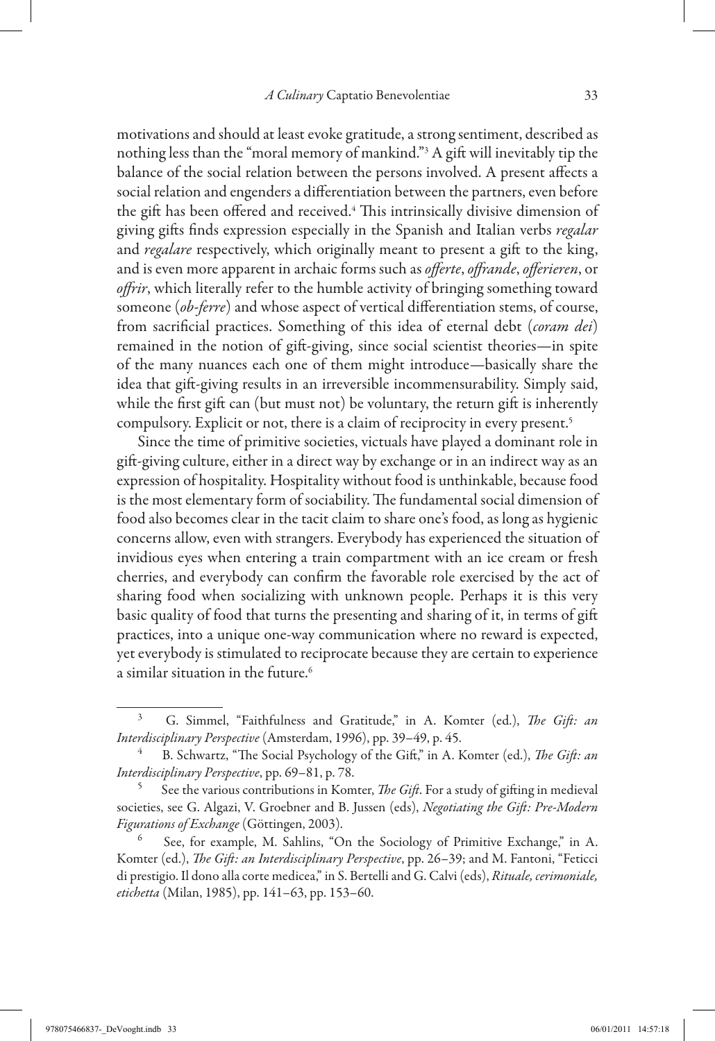motivations and should at least evoke gratitude, a strong sentiment, described as nothing less than the "moral memory of mankind."[3] A gift will inevitably tip the balance of the social relation between the persons involved. A present affects a social relation and engenders a differentiation between the partners, even before the gift has been offered and received.[4] This intrinsically divisive dimension of giving gifts finds expression especially in the Spanish and Italian verbs *regalar* and *regalare* respectively, which originally meant to present a gift to the king, and is even more apparent in archaic forms such as *offerte*, *offrande*, *offerieren*, or *offrir*, which literally refer to the humble activity of bringing something toward someone (*ob-ferre*) and whose aspect of vertical differentiation stems, of course, from sacrificial practices. Something of this idea of eternal debt (*coram dei*) remained in the notion of gift-giving, since social scientist theories—in spite of the many nuances each one of them might introduce—basically share the idea that gift-giving results in an irreversible incommensurability. Simply said, while the first gift can (but must not) be voluntary, the return gift is inherently compulsory. Explicit or not, there is a claim of reciprocity in every present.[5]

Since the time of primitive societies, victuals have played a dominant role in gift-giving culture, either in a direct way by exchange or in an indirect way as an expression of hospitality. Hospitality without food is unthinkable, because food is the most elementary form of sociability. The fundamental social dimension of food also becomes clear in the tacit claim to share one's food, as long as hygienic concerns allow, even with strangers. Everybody has experienced the situation of invidious eyes when entering a train compartment with an ice cream or fresh cherries, and everybody can confirm the favorable role exercised by the act of sharing food when socializing with unknown people. Perhaps it is this very basic quality of food that turns the presenting and sharing of it, in terms of gift practices, into a unique one-way communication where no reward is expected, yet everybody is stimulated to reciprocate because they are certain to experience a similar situation in the future.[6]

---

[3] G. Simmel, "Faithfulness and Gratitude," in A. Komter (ed.), *The Gift: an Interdisciplinary Perspective* (Amsterdam, 1996), pp. 39–49, p. 45.

[4] B. Schwartz, "The Social Psychology of the Gift," in A. Komter (ed.), *The Gift: an Interdisciplinary Perspective*, pp. 69–81, p. 78.

[5] See the various contributions in Komter, *The Gift*. For a study of gifting in medieval societies, see G. Algazi, V. Groebner and B. Jussen (eds), *Negotiating the Gift: Pre-Modern Figurations of Exchange* (Göttingen, 2003).

[6] See, for example, M. Sahlins, "On the Sociology of Primitive Exchange," in A. Komter (ed.), *The Gift: an Interdisciplinary Perspective*, pp. 26–39; and M. Fantoni, "Feticci di prestigio. Il dono alla corte medicea," in S. Bertelli and G. Calvi (eds), *Rituale, cerimoniale, etichetta* (Milan, 1985), pp. 141–63, pp. 153–60.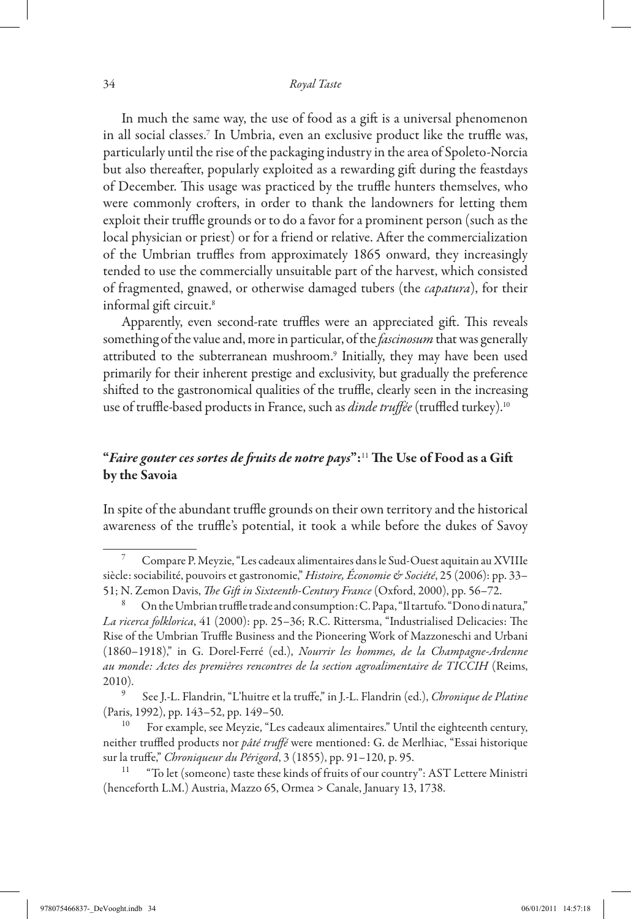In much the same way, the use of food as a gift is a universal phenomenon in all social classes.[7] In Umbria, even an exclusive product like the truffle was, particularly until the rise of the packaging industry in the area of Spoleto-Norcia but also thereafter, popularly exploited as a rewarding gift during the feastdays of December. This usage was practiced by the truffle hunters themselves, who were commonly crofters, in order to thank the landowners for letting them exploit their truffle grounds or to do a favor for a prominent person (such as the local physician or priest) or for a friend or relative. After the commercialization of the Umbrian truffles from approximately 1865 onward, they increasingly tended to use the commercially unsuitable part of the harvest, which consisted of fragmented, gnawed, or otherwise damaged tubers (the *capatura*), for their informal gift circuit.[8]

Apparently, even second-rate truffles were an appreciated gift. This reveals something of the value and, more in particular, of the *fascinosum* that was generally attributed to the subterranean mushroom.[9] Initially, they may have been used primarily for their inherent prestige and exclusivity, but gradually the preference shifted to the gastronomical qualities of the truffle, clearly seen in the increasing use of truffle-based products in France, such as *dinde truffée* (truffled turkey).[10]

## "*Faire gouter ces sortes de fruits de notre pays*":[11] The Use of Food as a Gift by the Savoia

In spite of the abundant truffle grounds on their own territory and the historical awareness of the truffle's potential, it took a while before the dukes of Savoy

---

[7] Compare P. Meyzie, "Les cadeaux alimentaires dans le Sud-Ouest aquitain au XVIIIe siècle: sociabilité, pouvoirs et gastronomie," *Histoire, Économie & Société*, 25 (2006): pp. 33–51; N. Zemon Davis, *The Gift in Sixteenth-Century France* (Oxford, 2000), pp. 56–72.

[8] On the Umbrian truffle trade and consumption: C. Papa, "Il tartufo. "Dono di natura," *La ricerca folklorica*, 41 (2000): pp. 25–36; R.C. Rittersma, "Industrialised Delicacies: The Rise of the Umbrian Truffle Business and the Pioneering Work of Mazzoneschi and Urbani (1860–1918)," in G. Dorel-Ferré (ed.), *Nourrir les hommes, de la Champagne-Ardenne au monde: Actes des premières rencontres de la section agroalimentaire de TICCIH* (Reims, 2010).

[9] See J.-L. Flandrin, "L'huitre et la truffe," in J.-L. Flandrin (ed.), *Chronique de Platine* (Paris, 1992), pp. 143–52, pp. 149–50.

[10] For example, see Meyzie, "Les cadeaux alimentaires." Until the eighteenth century, neither truffled products nor *pâté truffé* were mentioned: G. de Merlhiac, "Essai historique sur la truffe," *Chroniqueur du Périgord*, 3 (1855), pp. 91–120, p. 95.

[11] "To let (someone) taste these kinds of fruits of our country": AST Lettere Ministri (henceforth L.M.) Austria, Mazzo 65, Ormea > Canale, January 13, 1738.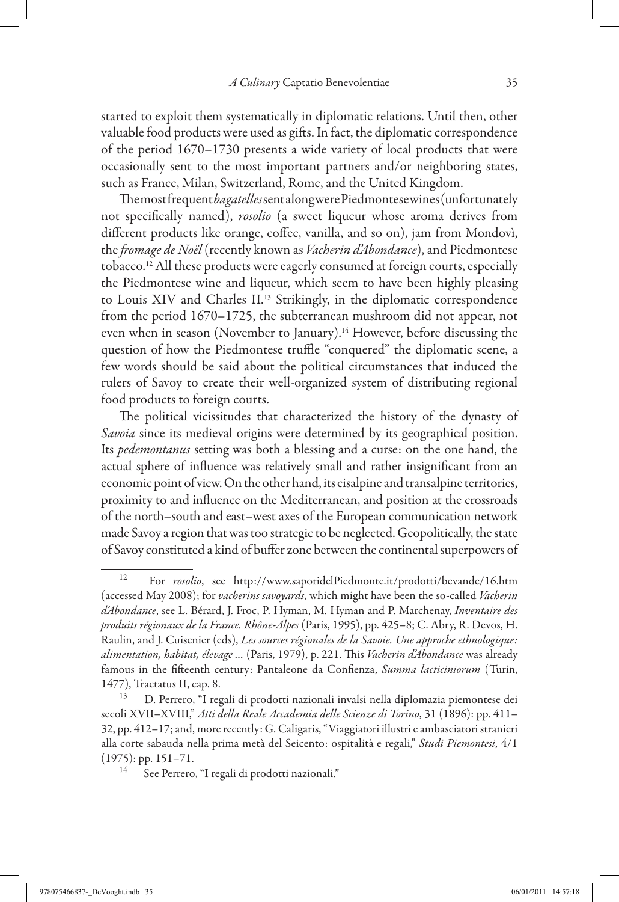started to exploit them systematically in diplomatic relations. Until then, other valuable food products were used as gifts. In fact, the diplomatic correspondence of the period 1670–1730 presents a wide variety of local products that were occasionally sent to the most important partners and/or neighboring states, such as France, Milan, Switzerland, Rome, and the United Kingdom.

The most frequent *bagatelles* sent along were Piedmontese wines (unfortunately not specifically named), *rosolio* (a sweet liqueur whose aroma derives from different products like orange, coffee, vanilla, and so on), jam from Mondovì, the *fromage de Noël* (recently known as *Vacherin d'Abondance*), and Piedmontese tobacco.[12] All these products were eagerly consumed at foreign courts, especially the Piedmontese wine and liqueur, which seem to have been highly pleasing to Louis XIV and Charles II.[13] Strikingly, in the diplomatic correspondence from the period 1670–1725, the subterranean mushroom did not appear, not even when in season (November to January).[14] However, before discussing the question of how the Piedmontese truffle "conquered" the diplomatic scene, a few words should be said about the political circumstances that induced the rulers of Savoy to create their well-organized system of distributing regional food products to foreign courts.

The political vicissitudes that characterized the history of the dynasty of *Savoia* since its medieval origins were determined by its geographical position. Its *pedemontanus* setting was both a blessing and a curse: on the one hand, the actual sphere of influence was relatively small and rather insignificant from an economic point of view. On the other hand, its cisalpine and transalpine territories, proximity to and influence on the Mediterranean, and position at the crossroads of the north–south and east–west axes of the European communication network made Savoy a region that was too strategic to be neglected. Geopolitically, the state of Savoy constituted a kind of buffer zone between the continental superpowers of

---

[12] For *rosolio*, see http://www.saporidelPiedmonte.it/prodotti/bevande/16.htm (accessed May 2008); for *vacherins savoyards*, which might have been the so-called *Vacherin d'Abondance*, see L. Bérard, J. Froc, P. Hyman, M. Hyman and P. Marchenay, *Inventaire des produits régionaux de la France. Rhône-Alpes* (Paris, 1995), pp. 425–8; C. Abry, R. Devos, H. Raulin, and J. Cuisenier (eds), *Les sources régionales de la Savoie. Une approche ethnologique: alimentation, habitat, élevage ...* (Paris, 1979), p. 221. This *Vacherin d'Abondance* was already famous in the fifteenth century: Pantaleone da Confienza, *Summa lacticiniorum* (Turin, 1477), Tractatus II, cap. 8.

[13] D. Perrero, "I regali di prodotti nazionali invalsi nella diplomazia piemontese dei secoli XVII–XVIII," *Atti della Reale Accademia delle Scienze di Torino*, 31 (1896): pp. 411–32, pp. 412–17; and, more recently: G. Caligaris, "Viaggiatori illustri e ambasciatori stranieri alla corte sabauda nella prima metà del Seicento: ospitalità e regali," *Studi Piemontesi*, 4/1 (1975): pp. 151–71.

[14] See Perrero, "I regali di prodotti nazionali."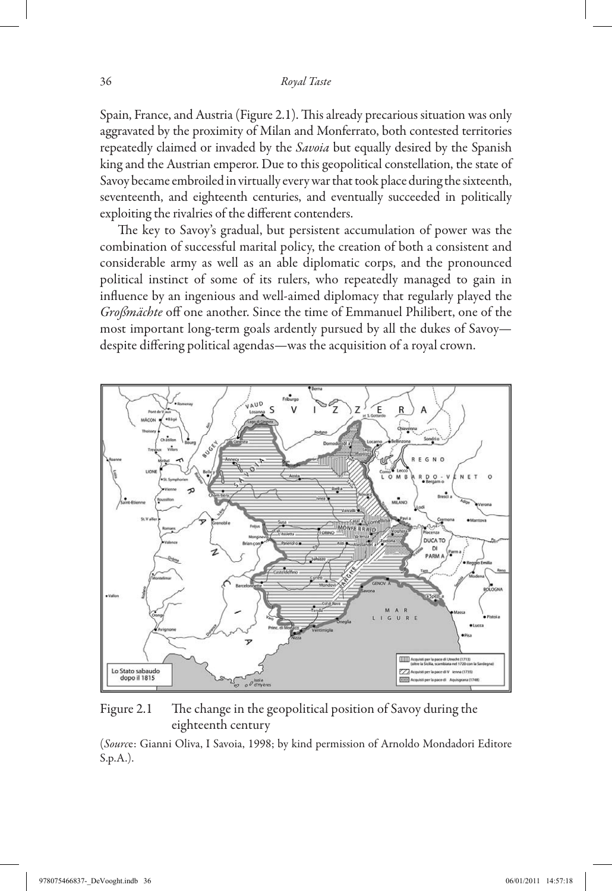Spain, France, and Austria (Figure 2.1). This already precarious situation was only aggravated by the proximity of Milan and Monferrato, both contested territories repeatedly claimed or invaded by the *Savoia* but equally desired by the Spanish king and the Austrian emperor. Due to this geopolitical constellation, the state of Savoy became embroiled in virtually every war that took place during the sixteenth, seventeenth, and eighteenth centuries, and eventually succeeded in politically exploiting the rivalries of the different contenders.

The key to Savoy's gradual, but persistent accumulation of power was the combination of successful marital policy, the creation of both a consistent and considerable army as well as an able diplomatic corps, and the pronounced political instinct of some of its rulers, who repeatedly managed to gain in influence by an ingenious and well-aimed diplomacy that regularly played the *Großmächte* off one another. Since the time of Emmanuel Philibert, one of the most important long-term goals ardently pursued by all the dukes of Savoy—despite differing political agendas—was the acquisition of a royal crown.

Figure 2.1 The change in the geopolitical position of Savoy during the eighteenth century

(*Source*: Gianni Oliva, I Savoia, 1998; by kind permission of Arnoldo Mondadori Editore S.p.A.).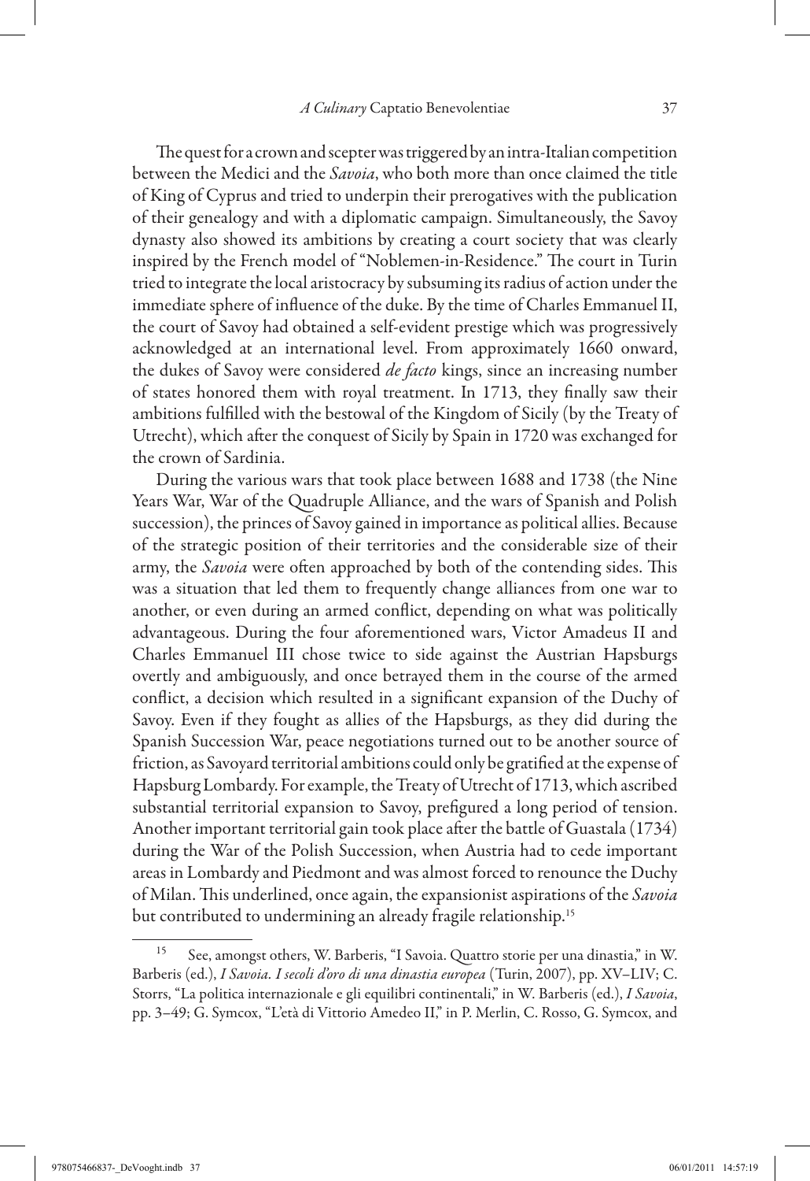The quest for a crown and scepter was triggered by an intra-Italian competition between the Medici and the *Savoia*, who both more than once claimed the title of King of Cyprus and tried to underpin their prerogatives with the publication of their genealogy and with a diplomatic campaign. Simultaneously, the Savoy dynasty also showed its ambitions by creating a court society that was clearly inspired by the French model of "Noblemen-in-Residence." The court in Turin tried to integrate the local aristocracy by subsuming its radius of action under the immediate sphere of influence of the duke. By the time of Charles Emmanuel II, the court of Savoy had obtained a self-evident prestige which was progressively acknowledged at an international level. From approximately 1660 onward, the dukes of Savoy were considered *de facto* kings, since an increasing number of states honored them with royal treatment. In 1713, they finally saw their ambitions fulfilled with the bestowal of the Kingdom of Sicily (by the Treaty of Utrecht), which after the conquest of Sicily by Spain in 1720 was exchanged for the crown of Sardinia.

During the various wars that took place between 1688 and 1738 (the Nine Years War, War of the Quadruple Alliance, and the wars of Spanish and Polish succession), the princes of Savoy gained in importance as political allies. Because of the strategic position of their territories and the considerable size of their army, the *Savoia* were often approached by both of the contending sides. This was a situation that led them to frequently change alliances from one war to another, or even during an armed conflict, depending on what was politically advantageous. During the four aforementioned wars, Victor Amadeus II and Charles Emmanuel III chose twice to side against the Austrian Hapsburgs overtly and ambiguously, and once betrayed them in the course of the armed conflict, a decision which resulted in a significant expansion of the Duchy of Savoy. Even if they fought as allies of the Hapsburgs, as they did during the Spanish Succession War, peace negotiations turned out to be another source of friction, as Savoyard territorial ambitions could only be gratified at the expense of Hapsburg Lombardy. For example, the Treaty of Utrecht of 1713, which ascribed substantial territorial expansion to Savoy, prefigured a long period of tension. Another important territorial gain took place after the battle of Guastala (1734) during the War of the Polish Succession, when Austria had to cede important areas in Lombardy and Piedmont and was almost forced to renounce the Duchy of Milan. This underlined, once again, the expansionist aspirations of the *Savoia* but contributed to undermining an already fragile relationship.[15]

---

[15] See, amongst others, W. Barberis, "I Savoia. Quattro storie per una dinastia," in W. Barberis (ed.), *I Savoia. I secoli d'oro di una dinastia europea* (Turin, 2007), pp. XV–LIV; C. Storrs, "La politica internazionale e gli equilibri continentali," in W. Barberis (ed.), *I Savoia*, pp. 3–49; G. Symcox, "L'età di Vittorio Amedeo II," in P. Merlin, C. Rosso, G. Symcox, and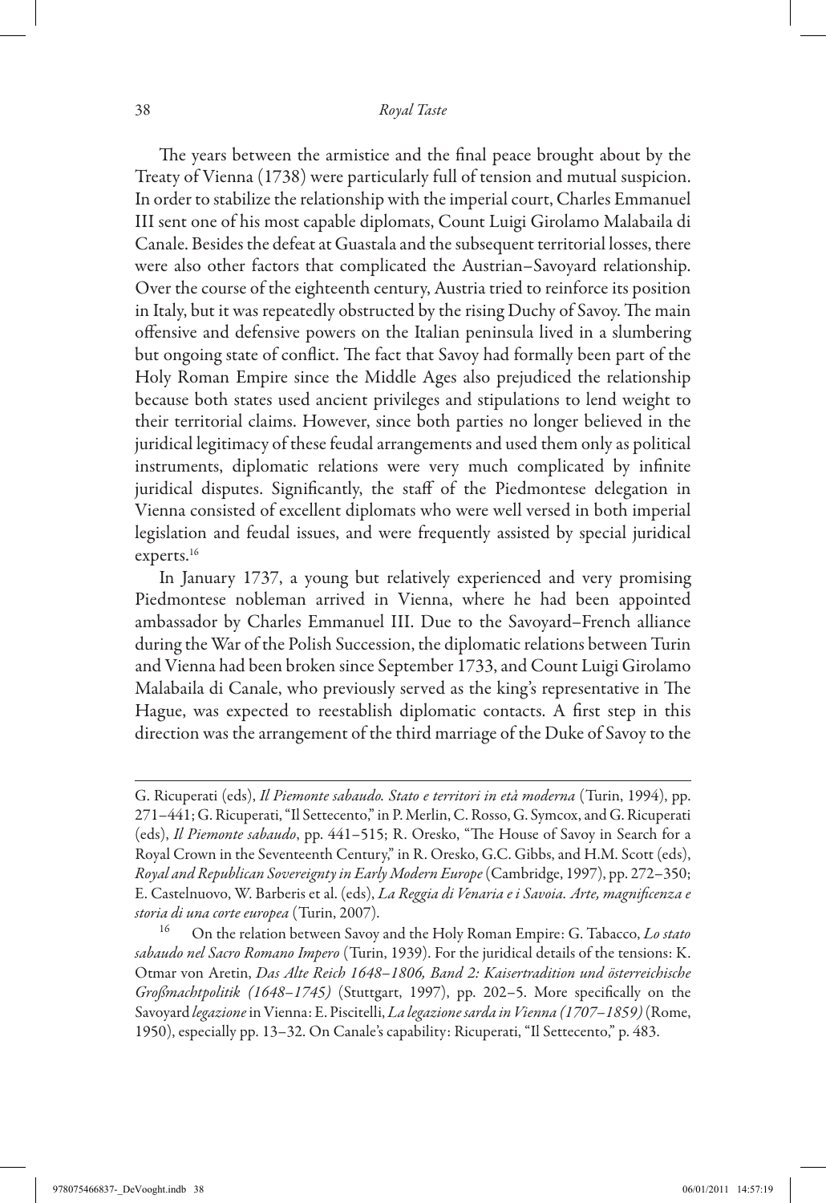The years between the armistice and the final peace brought about by the Treaty of Vienna (1738) were particularly full of tension and mutual suspicion. In order to stabilize the relationship with the imperial court, Charles Emmanuel III sent one of his most capable diplomats, Count Luigi Girolamo Malabaila di Canale. Besides the defeat at Guastala and the subsequent territorial losses, there were also other factors that complicated the Austrian–Savoyard relationship. Over the course of the eighteenth century, Austria tried to reinforce its position in Italy, but it was repeatedly obstructed by the rising Duchy of Savoy. The main offensive and defensive powers on the Italian peninsula lived in a slumbering but ongoing state of conflict. The fact that Savoy had formally been part of the Holy Roman Empire since the Middle Ages also prejudiced the relationship because both states used ancient privileges and stipulations to lend weight to their territorial claims. However, since both parties no longer believed in the juridical legitimacy of these feudal arrangements and used them only as political instruments, diplomatic relations were very much complicated by infinite juridical disputes. Significantly, the staff of the Piedmontese delegation in Vienna consisted of excellent diplomats who were well versed in both imperial legislation and feudal issues, and were frequently assisted by special juridical experts.[16]

In January 1737, a young but relatively experienced and very promising Piedmontese nobleman arrived in Vienna, where he had been appointed ambassador by Charles Emmanuel III. Due to the Savoyard–French alliance during the War of the Polish Succession, the diplomatic relations between Turin and Vienna had been broken since September 1733, and Count Luigi Girolamo Malabaila di Canale, who previously served as the king's representative in The Hague, was expected to reestablish diplomatic contacts. A first step in this direction was the arrangement of the third marriage of the Duke of Savoy to the

---

G. Ricuperati (eds), *Il Piemonte sabaudo. Stato e territori in età moderna* (Turin, 1994), pp. 271–441; G. Ricuperati, "Il Settecento," in P. Merlin, C. Rosso, G. Symcox, and G. Ricuperati (eds), *Il Piemonte sabaudo*, pp. 441–515; R. Oresko, "The House of Savoy in Search for a Royal Crown in the Seventeenth Century," in R. Oresko, G.C. Gibbs, and H.M. Scott (eds), *Royal and Republican Sovereignty in Early Modern Europe* (Cambridge, 1997), pp. 272–350; E. Castelnuovo, W. Barberis et al. (eds), *La Reggia di Venaria e i Savoia. Arte, magnificenza e storia di una corte europea* (Turin, 2007).

[16] On the relation between Savoy and the Holy Roman Empire: G. Tabacco, *Lo stato sabaudo nel Sacro Romano Impero* (Turin, 1939). For the juridical details of the tensions: K. Otmar von Aretin, *Das Alte Reich 1648–1806, Band 2: Kaisertradition und österreichische Großmachtpolitik (1648–1745)* (Stuttgart, 1997), pp. 202–5. More specifically on the Savoyard *legazione* in Vienna: E. Piscitelli, *La legazione sarda in Vienna (1707–1859)* (Rome, 1950), especially pp. 13–32. On Canale's capability: Ricuperati, "Il Settecento," p. 483.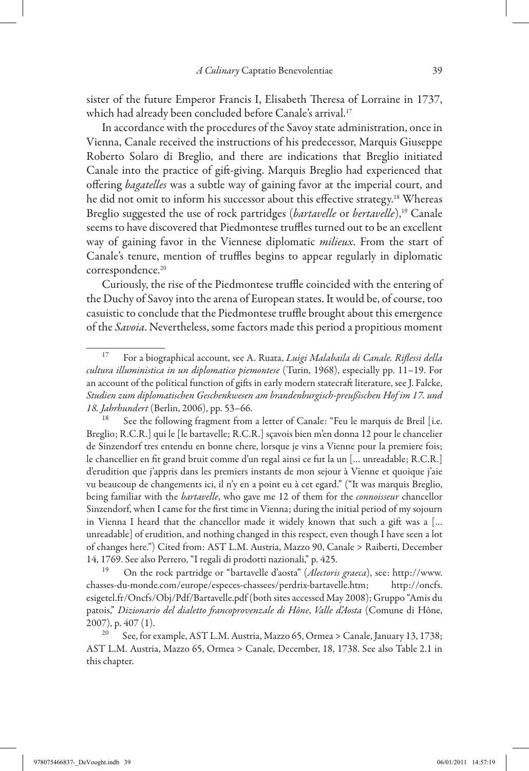sister of the future Emperor Francis I, Elisabeth Theresa of Lorraine in 1737, which had already been concluded before Canale's arrival.[17]

In accordance with the procedures of the Savoy state administration, once in Vienna, Canale received the instructions of his predecessor, Marquis Giuseppe Roberto Solaro di Breglio, and there are indications that Breglio initiated Canale into the practice of gift-giving. Marquis Breglio had experienced that offering *bagatelles* was a subtle way of gaining favor at the imperial court, and he did not omit to inform his successor about this effective strategy.[18] Whereas Breglio suggested the use of rock partridges (*bartavelle* or *bertavelle*),[19] Canale seems to have discovered that Piedmontese truffles turned out to be an excellent way of gaining favor in the Viennese diplomatic *milieux*. From the start of Canale's tenure, mention of truffles begins to appear regularly in diplomatic correspondence.[20]

Curiously, the rise of the Piedmontese truffle coincided with the entering of the Duchy of Savoy into the arena of European states. It would be, of course, too casuistic to conclude that the Piedmontese truffle brought about this emergence of the *Savoia*. Nevertheless, some factors made this period a propitious moment

---

[17] For a biographical account, see A. Ruata, *Luigi Malabaila di Canale. Riflessi della cultura illuministica in un diplomatico piemontese* (Turin, 1968), especially pp. 11–19. For an account of the political function of gifts in early modern statecraft literature, see J. Falcke, *Studien zum diplomatischen Geschenkwesen am brandenburgisch-preußischen Hof im 17. und 18. Jahrhundert* (Berlin, 2006), pp. 53–66.

[18] See the following fragment from a letter of Canale: "Feu le marquis de Breil [i.e. Breglio; R.C.R.] qui le [le bartavelle; R.C.R.] sçavois bien m'en donna 12 pour le chancelier de Sinzendorf tres entendu en bonne chere, lorsque je vins a Vienne pour la premiere fois; le chancellier en fit grand bruit comme d'un regal ainsi ce fut la un [... unreadable; R.C.R.] d'erudition que j'appris dans les premiers instants de mon sejour à Vienne et quoique j'aie vu beaucoup de changements ici, il n'y en a point eu à cet egard." ("It was marquis Breglio, being familiar with the *bartavelle*, who gave me 12 of them for the *connoisseur* chancellor Sinzendorf, when I came for the first time in Vienna; during the initial period of my sojourn in Vienna I heard that the chancellor made it widely known that such a gift was a [... unreadable] of erudition, and nothing changed in this respect, even though I have seen a lot of changes here.") Cited from: AST L.M. Austria, Mazzo 90, Canale > Raiberti, December 14, 1769. See also Perrero, "I regali di prodotti nazionali," p. 425.

[19] On the rock partridge or "bartavelle d'aosta" (*Alectoris graeca*), see: http://www.chasses-du-monde.com/europe/especes-chassees/perdrix-bartavelle.htm; http://oncfs.esigetel.fr/Oncfs/Obj/Pdf/Bartavelle.pdf (both sites accessed May 2008); Gruppo "Amis du patois," *Dizionario del dialetto francoprovenzale di Hône*, *Valle d'Aosta* (Comune di Hône, 2007), p. 407 (1).

[20] See, for example, AST L.M. Austria, Mazzo 65, Ormea > Canale, January 13, 1738; AST L.M. Austria, Mazzo 65, Ormea > Canale, December, 18, 1738. See also Table 2.1 in this chapter.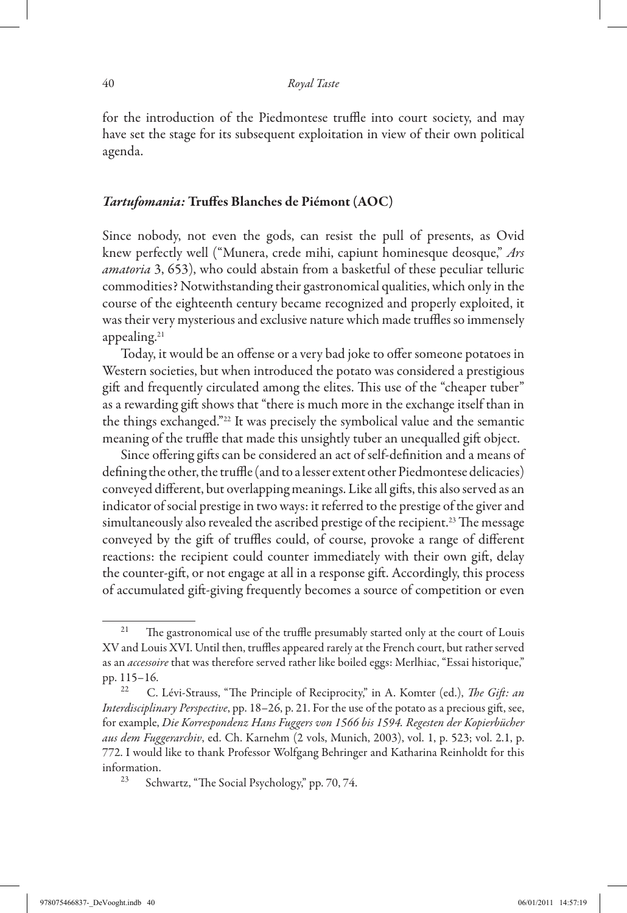for the introduction of the Piedmontese truffle into court society, and may have set the stage for its subsequent exploitation in view of their own political agenda.

## *Tartufomania:* Truffes Blanches de Piémont (AOC)

Since nobody, not even the gods, can resist the pull of presents, as Ovid knew perfectly well ("Munera, crede mihi, capiunt hominesque deosque," *Ars amatoria* 3, 653), who could abstain from a basketful of these peculiar telluric commodities? Notwithstanding their gastronomical qualities, which only in the course of the eighteenth century became recognized and properly exploited, it was their very mysterious and exclusive nature which made truffles so immensely appealing.[21]

Today, it would be an offense or a very bad joke to offer someone potatoes in Western societies, but when introduced the potato was considered a prestigious gift and frequently circulated among the elites. This use of the "cheaper tuber" as a rewarding gift shows that "there is much more in the exchange itself than in the things exchanged."[22] It was precisely the symbolical value and the semantic meaning of the truffle that made this unsightly tuber an unequalled gift object.

Since offering gifts can be considered an act of self-definition and a means of defining the other, the truffle (and to a lesser extent other Piedmontese delicacies) conveyed different, but overlapping meanings. Like all gifts, this also served as an indicator of social prestige in two ways: it referred to the prestige of the giver and simultaneously also revealed the ascribed prestige of the recipient.[23] The message conveyed by the gift of truffles could, of course, provoke a range of different reactions: the recipient could counter immediately with their own gift, delay the counter-gift, or not engage at all in a response gift. Accordingly, this process of accumulated gift-giving frequently becomes a source of competition or even

---

[21] The gastronomical use of the truffle presumably started only at the court of Louis XV and Louis XVI. Until then, truffles appeared rarely at the French court, but rather served as an *accessoire* that was therefore served rather like boiled eggs: Merlhiac, "Essai historique," pp. 115–16.

[22] C. Lévi-Strauss, "The Principle of Reciprocity," in A. Komter (ed.), *The Gift: an Interdisciplinary Perspective*, pp. 18–26, p. 21. For the use of the potato as a precious gift, see, for example, *Die Korrespondenz Hans Fuggers von 1566 bis 1594. Regesten der Kopierbücher aus dem Fuggerarchiv*, ed. Ch. Karnehm (2 vols, Munich, 2003), vol. 1, p. 523; vol. 2.1, p. 772. I would like to thank Professor Wolfgang Behringer and Katharina Reinholdt for this information.

[23] Schwartz, "The Social Psychology," pp. 70, 74.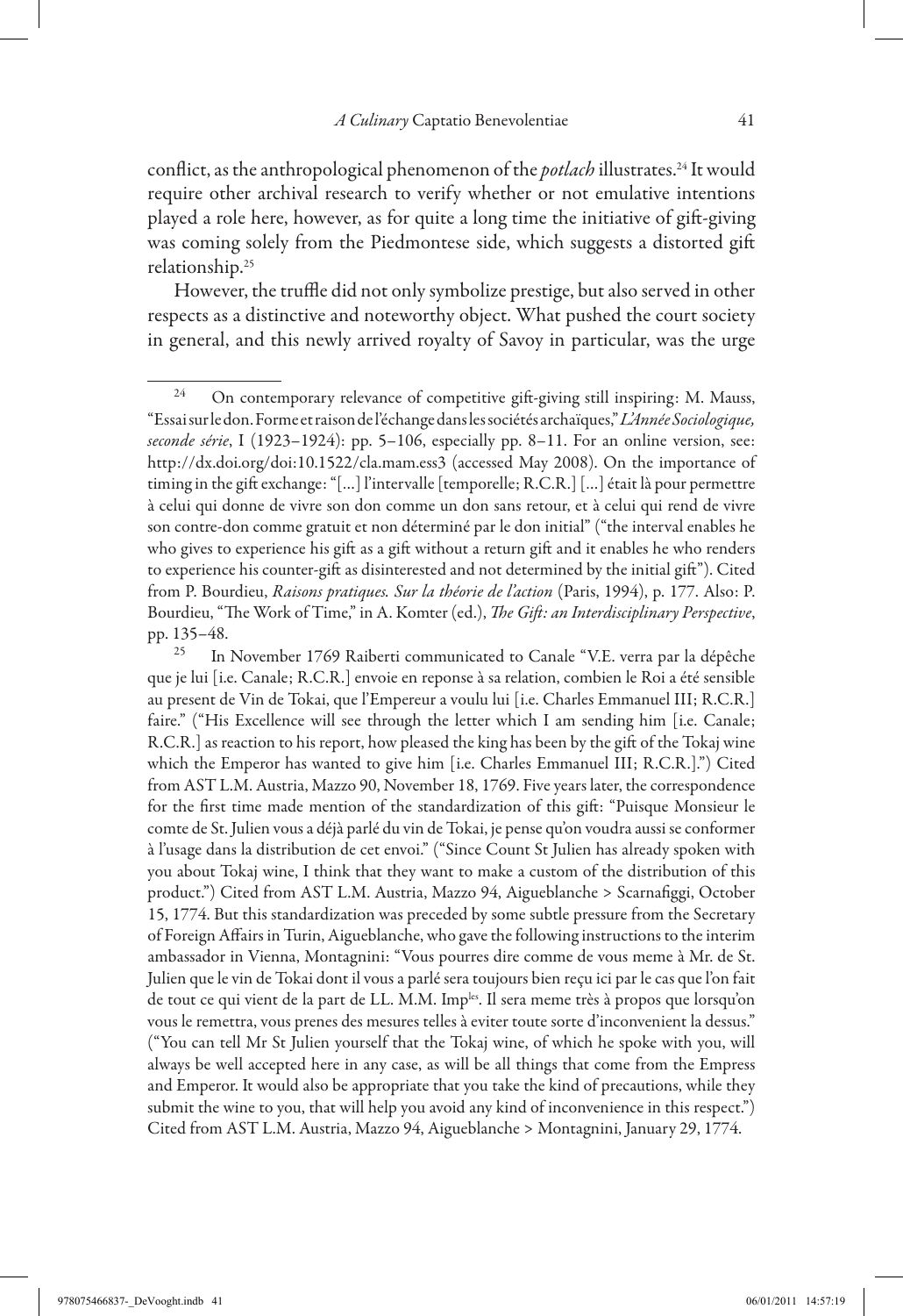conflict, as the anthropological phenomenon of the *potlach* illustrates.[24] It would require other archival research to verify whether or not emulative intentions played a role here, however, as for quite a long time the initiative of gift-giving was coming solely from the Piedmontese side, which suggests a distorted gift relationship.[25]

However, the truffle did not only symbolize prestige, but also served in other respects as a distinctive and noteworthy object. What pushed the court society in general, and this newly arrived royalty of Savoy in particular, was the urge

---

[24] On contemporary relevance of competitive gift-giving still inspiring: M. Mauss, "Essai sur le don. Forme et raison de l'échange dans les sociétés archaïques," *L'Année Sociologique, seconde série*, I (1923–1924): pp. 5–106, especially pp. 8–11. For an online version, see: http://dx.doi.org/doi:10.1522/cla.mam.ess3 (accessed May 2008). On the importance of timing in the gift exchange: "[...] l'intervalle [temporelle; R.C.R.] [...] était là pour permettre à celui qui donne de vivre son don comme un don sans retour, et à celui qui rend de vivre son contre-don comme gratuit et non déterminé par le don initial" ("the interval enables he who gives to experience his gift as a gift without a return gift and it enables he who renders to experience his counter-gift as disinterested and not determined by the initial gift"). Cited from P. Bourdieu, *Raisons pratiques. Sur la théorie de l'action* (Paris, 1994), p. 177. Also: P. Bourdieu, "The Work of Time," in A. Komter (ed.), *The Gift: an Interdisciplinary Perspective*, pp. 135–48.

[25] In November 1769 Raiberti communicated to Canale "V.E. verra par la dépêche que je lui [i.e. Canale; R.C.R.] envoie en reponse à sa relation, combien le Roi a été sensible au present de Vin de Tokai, que l'Empereur a voulu lui [i.e. Charles Emmanuel III; R.C.R.] faire." ("His Excellence will see through the letter which I am sending him [i.e. Canale; R.C.R.] as reaction to his report, how pleased the king has been by the gift of the Tokaj wine which the Emperor has wanted to give him [i.e. Charles Emmanuel III; R.C.R.].") Cited from AST L.M. Austria, Mazzo 90, November 18, 1769. Five years later, the correspondence for the first time made mention of the standardization of this gift: "Puisque Monsieur le comte de St. Julien vous a déjà parlé du vin de Tokai, je pense qu'on voudra aussi se conformer à l'usage dans la distribution de cet envoi." ("Since Count St Julien has already spoken with you about Tokaj wine, I think that they want to make a custom of the distribution of this product.") Cited from AST L.M. Austria, Mazzo 94, Aigueblanche > Scarnafiggi, October 15, 1774. But this standardization was preceded by some subtle pressure from the Secretary of Foreign Affairs in Turin, Aigueblanche, who gave the following instructions to the interim ambassador in Vienna, Montagnini: "Vous pourres dire comme de vous meme à Mr. de St. Julien que le vin de Tokai dont il vous a parlé sera toujours bien reçu ici par le cas que l'on fait de tout ce qui vient de la part de LL. M.M. Imples. Il sera meme très à propos que lorsqu'on vous le remettra, vous prenes des mesures telles à eviter toute sorte d'inconvenient la dessus." ("You can tell Mr St Julien yourself that the Tokaj wine, of which he spoke with you, will always be well accepted here in any case, as will be all things that come from the Empress and Emperor. It would also be appropriate that you take the kind of precautions, while they submit the wine to you, that will help you avoid any kind of inconvenience in this respect.") Cited from AST L.M. Austria, Mazzo 94, Aigueblanche > Montagnini, January 29, 1774.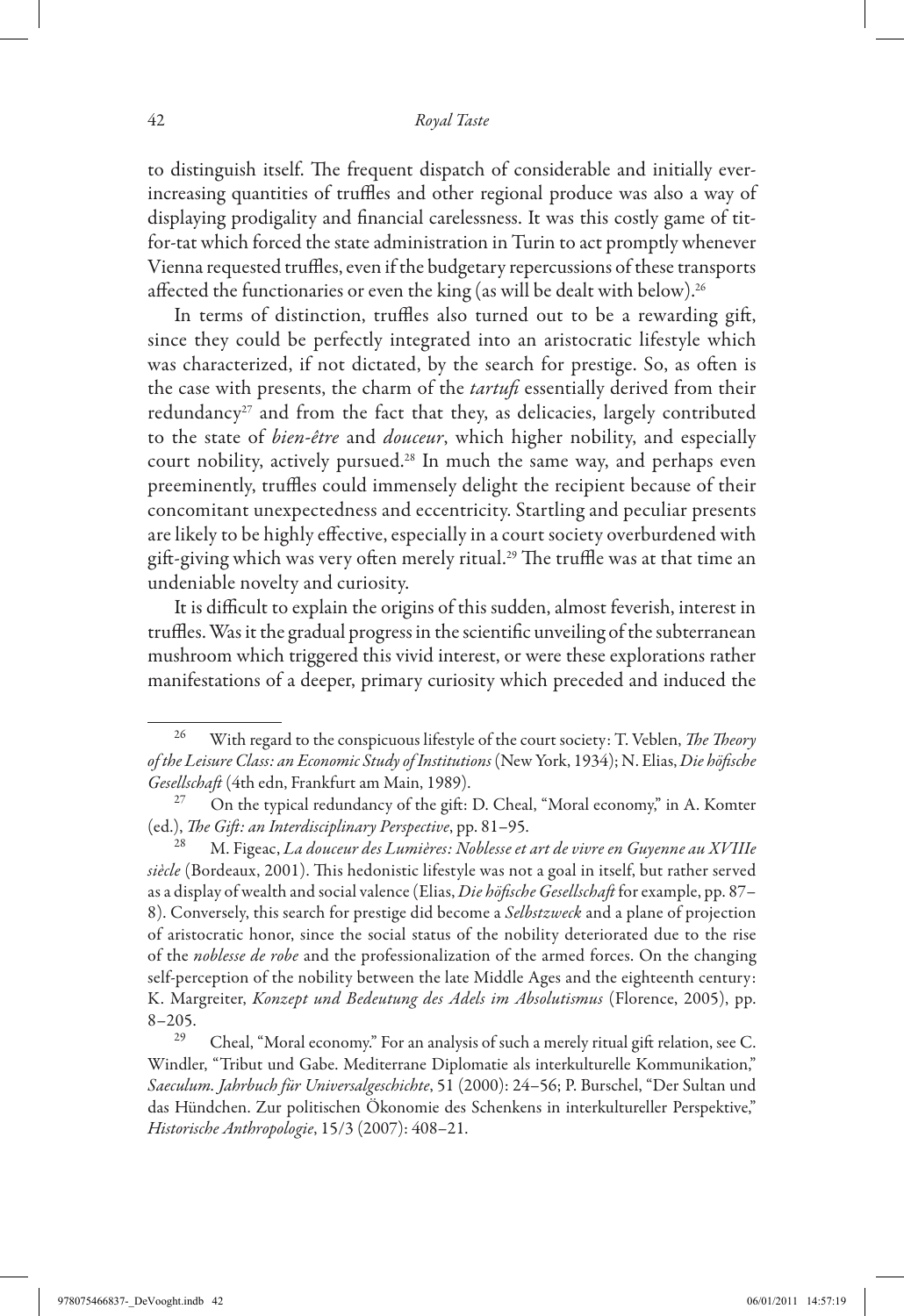to distinguish itself. The frequent dispatch of considerable and initially ever-increasing quantities of truffles and other regional produce was also a way of displaying prodigality and financial carelessness. It was this costly game of tit-for-tat which forced the state administration in Turin to act promptly whenever Vienna requested truffles, even if the budgetary repercussions of these transports affected the functionaries or even the king (as will be dealt with below).[26]

In terms of distinction, truffles also turned out to be a rewarding gift, since they could be perfectly integrated into an aristocratic lifestyle which was characterized, if not dictated, by the search for prestige. So, as often is the case with presents, the charm of the *tartufi* essentially derived from their redundancy[27] and from the fact that they, as delicacies, largely contributed to the state of *bien-être* and *douceur*, which higher nobility, and especially court nobility, actively pursued.[28] In much the same way, and perhaps even preeminently, truffles could immensely delight the recipient because of their concomitant unexpectedness and eccentricity. Startling and peculiar presents are likely to be highly effective, especially in a court society overburdened with gift-giving which was very often merely ritual.[29] The truffle was at that time an undeniable novelty and curiosity.

It is difficult to explain the origins of this sudden, almost feverish, interest in truffles. Was it the gradual progress in the scientific unveiling of the subterranean mushroom which triggered this vivid interest, or were these explorations rather manifestations of a deeper, primary curiosity which preceded and induced the

---

[26] With regard to the conspicuous lifestyle of the court society: T. Veblen, *The Theory of the Leisure Class: an Economic Study of Institutions* (New York, 1934); N. Elias, *Die höfische Gesellschaft* (4th edn, Frankfurt am Main, 1989).

[27] On the typical redundancy of the gift: D. Cheal, "Moral economy," in A. Komter (ed.), *The Gift: an Interdisciplinary Perspective*, pp. 81–95.

[28] M. Figeac, *La douceur des Lumières: Noblesse et art de vivre en Guyenne au XVIIIe siècle* (Bordeaux, 2001). This hedonistic lifestyle was not a goal in itself, but rather served as a display of wealth and social valence (Elias, *Die höfische Gesellschaft* for example, pp. 87–8). Conversely, this search for prestige did become a *Selbstzweck* and a plane of projection of aristocratic honor, since the social status of the nobility deteriorated due to the rise of the *noblesse de robe* and the professionalization of the armed forces. On the changing self-perception of the nobility between the late Middle Ages and the eighteenth century: K. Margreiter, *Konzept und Bedeutung des Adels im Absolutismus* (Florence, 2005), pp. 8–205.

[29] Cheal, "Moral economy." For an analysis of such a merely ritual gift relation, see C. Windler, "Tribut und Gabe. Mediterrane Diplomatie als interkulturelle Kommunikation," *Saeculum. Jahrbuch für Universalgeschichte*, 51 (2000): 24–56; P. Burschel, "Der Sultan und das Hündchen. Zur politischen Ökonomie des Schenkens in interkultureller Perspektive," *Historische Anthropologie*, 15/3 (2007): 408–21.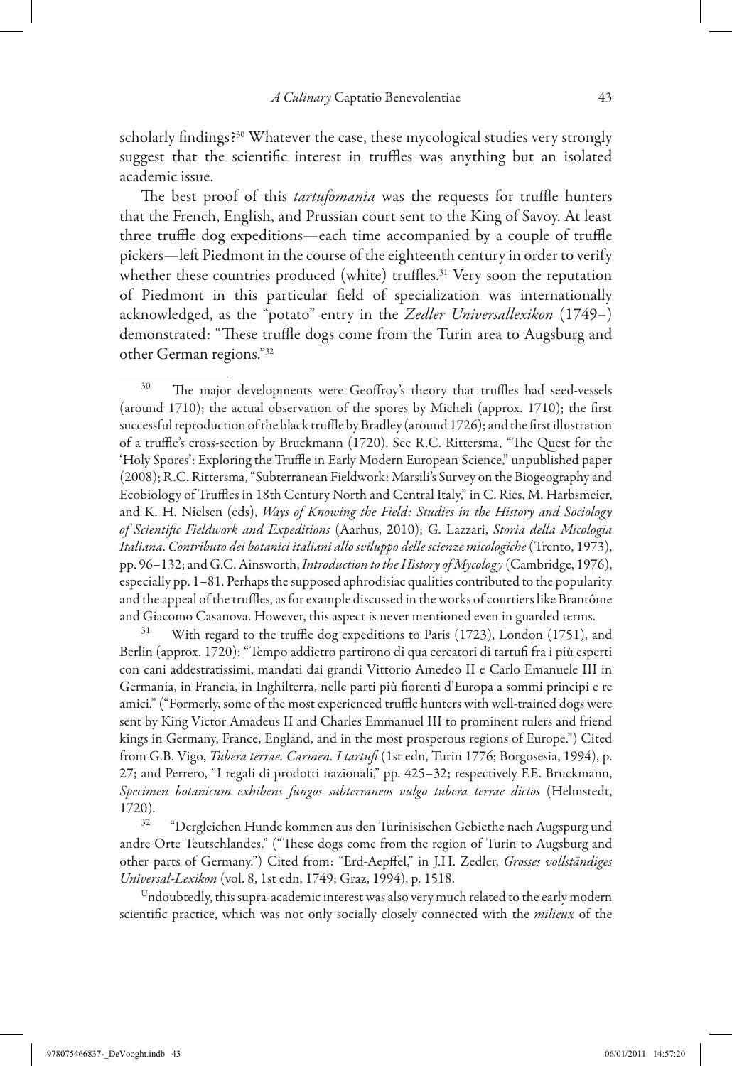scholarly findings?[30] Whatever the case, these mycological studies very strongly suggest that the scientific interest in truffles was anything but an isolated academic issue.

The best proof of this *tartufomania* was the requests for truffle hunters that the French, English, and Prussian court sent to the King of Savoy. At least three truffle dog expeditions—each time accompanied by a couple of truffle pickers—left Piedmont in the course of the eighteenth century in order to verify whether these countries produced (white) truffles.[31] Very soon the reputation of Piedmont in this particular field of specialization was internationally acknowledged, as the "potato" entry in the *Zedler Universallexikon* (1749–) demonstrated: "These truffle dogs come from the Turin area to Augsburg and other German regions."[32]

Undoubtedly, this supra-academic interest was also very much related to the early modern scientific practice, which was not only socially closely connected with the *milieux* of the

---

[30] The major developments were Geoffroy's theory that truffles had seed-vessels (around 1710); the actual observation of the spores by Micheli (approx. 1710); the first successful reproduction of the black truffle by Bradley (around 1726); and the first illustration of a truffle's cross-section by Bruckmann (1720). See R.C. Rittersma, "The Quest for the 'Holy Spores': Exploring the Truffle in Early Modern European Science," unpublished paper (2008); R.C. Rittersma, "Subterranean Fieldwork: Marsili's Survey on the Biogeography and Ecobiology of Truffles in 18th Century North and Central Italy," in C. Ries, M. Harbsmeier, and K. H. Nielsen (eds), *Ways of Knowing the Field: Studies in the History and Sociology of Scientific Fieldwork and Expeditions* (Aarhus, 2010); G. Lazzari, *Storia della Micologia Italiana. Contributo dei botanici italiani allo sviluppo delle scienze micologiche* (Trento, 1973), pp. 96–132; and G.C. Ainsworth, *Introduction to the History of Mycology* (Cambridge, 1976), especially pp. 1–81. Perhaps the supposed aphrodisiac qualities contributed to the popularity and the appeal of the truffles, as for example discussed in the works of courtiers like Brantôme and Giacomo Casanova. However, this aspect is never mentioned even in guarded terms.

[31] With regard to the truffle dog expeditions to Paris (1723), London (1751), and Berlin (approx. 1720): "Tempo addietro partirono di qua cercatori di tartufi fra i più esperti con cani addestratissimi, mandati dai grandi Vittorio Amedeo II e Carlo Emanuele III in Germania, in Francia, in Inghilterra, nelle parti più fiorenti d'Europa a sommi principi e re amici." ("Formerly, some of the most experienced truffle hunters with well-trained dogs were sent by King Victor Amadeus II and Charles Emmanuel III to prominent rulers and friend kings in Germany, France, England, and in the most prosperous regions of Europe.") Cited from G.B. Vigo, *Tubera terrae. Carmen. I tartufi* (1st edn, Turin 1776; Borgosesia, 1994), p. 27; and Perrero, "I regali di prodotti nazionali," pp. 425–32; respectively F.E. Bruckmann, *Specimen botanicum exhibens fungos subterraneos vulgo tubera terrae dictos* (Helmstedt, 1720).

[32] "Dergleichen Hunde kommen aus den Turinisischen Gebiethe nach Augspurg und andre Orte Teutschlandes." ("These dogs come from the region of Turin to Augsburg and other parts of Germany.") Cited from: "Erd-Aepffel," in J.H. Zedler, *Grosses vollständiges Universal-Lexikon* (vol. 8, 1st edn, 1749; Graz, 1994), p. 1518.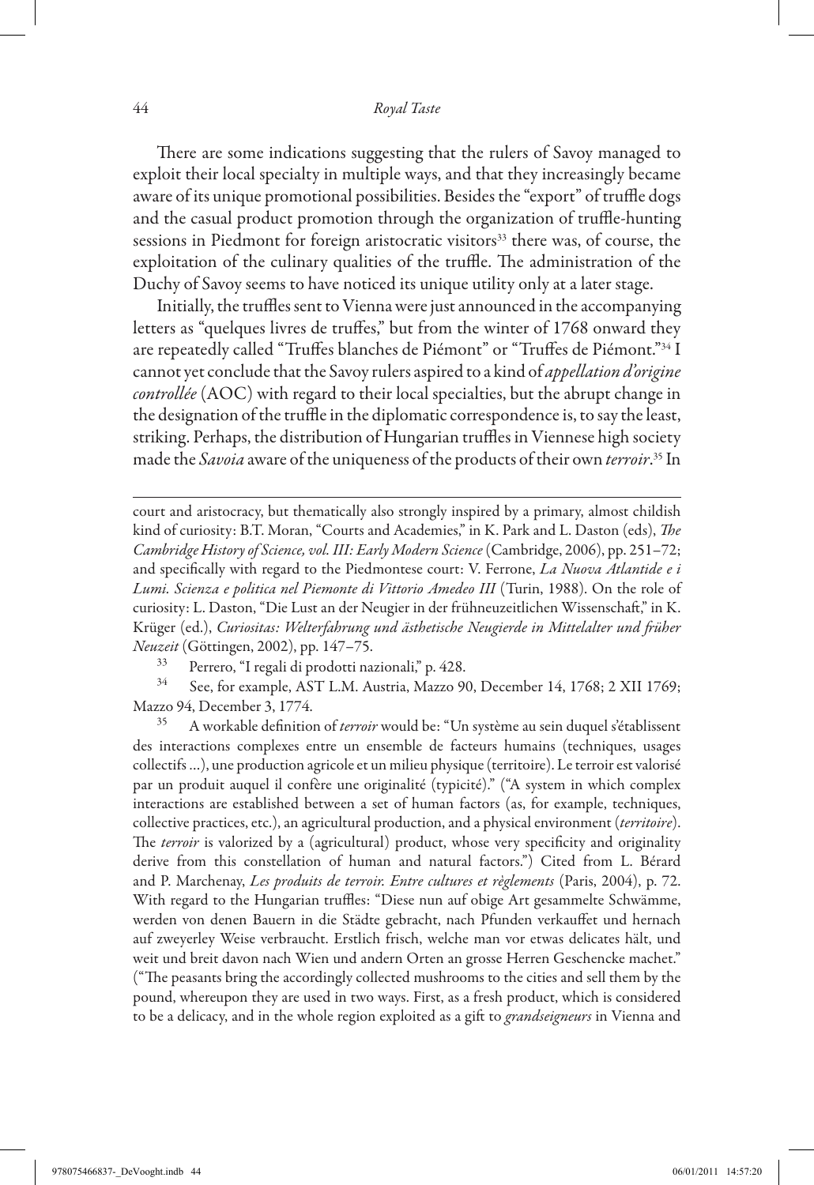There are some indications suggesting that the rulers of Savoy managed to exploit their local specialty in multiple ways, and that they increasingly became aware of its unique promotional possibilities. Besides the "export" of truffle dogs and the casual product promotion through the organization of truffle-hunting sessions in Piedmont for foreign aristocratic visitors[33] there was, of course, the exploitation of the culinary qualities of the truffle. The administration of the Duchy of Savoy seems to have noticed its unique utility only at a later stage.

Initially, the truffles sent to Vienna were just announced in the accompanying letters as "quelques livres de truffes," but from the winter of 1768 onward they are repeatedly called "Truffes blanches de Piémont" or "Truffes de Piémont."[34] I cannot yet conclude that the Savoy rulers aspired to a kind of *appellation d'origine controllée* (AOC) with regard to their local specialties, but the abrupt change in the designation of the truffle in the diplomatic correspondence is, to say the least, striking. Perhaps, the distribution of Hungarian truffles in Viennese high society made the *Savoia* aware of the uniqueness of the products of their own *terroir*.[35] In

---

court and aristocracy, but thematically also strongly inspired by a primary, almost childish kind of curiosity: B.T. Moran, "Courts and Academies," in K. Park and L. Daston (eds), *The Cambridge History of Science, vol. III: Early Modern Science* (Cambridge, 2006), pp. 251–72; and specifically with regard to the Piedmontese court: V. Ferrone, *La Nuova Atlantide e i Lumi. Scienza e politica nel Piemonte di Vittorio Amedeo III* (Turin, 1988). On the role of curiosity: L. Daston, "Die Lust an der Neugier in der frühneuzeitlichen Wissenschaft," in K. Krüger (ed.), *Curiositas: Welterfahrung und ästhetische Neugierde in Mittelalter und früher Neuzeit* (Göttingen, 2002), pp. 147–75.

[33] Perrero, "I regali di prodotti nazionali," p. 428.

[34] See, for example, AST L.M. Austria, Mazzo 90, December 14, 1768; 2 XII 1769; Mazzo 94, December 3, 1774.

[35] A workable definition of *terroir* would be: "Un système au sein duquel s'établissent des interactions complexes entre un ensemble de facteurs humains (techniques, usages collectifs ...), une production agricole et un milieu physique (territoire). Le terroir est valorisé par un produit auquel il confère une originalité (typicité)." ("A system in which complex interactions are established between a set of human factors (as, for example, techniques, collective practices, etc.), an agricultural production, and a physical environment (*territoire*). The *terroir* is valorized by a (agricultural) product, whose very specificity and originality derive from this constellation of human and natural factors.") Cited from L. Bérard and P. Marchenay, *Les produits de terroir. Entre cultures et règlements* (Paris, 2004), p. 72. With regard to the Hungarian truffles: "Diese nun auf obige Art gesammelte Schwämme, werden von denen Bauern in die Städte gebracht, nach Pfunden verkauffet und hernach auf zweyerley Weise verbraucht. Erstlich frisch, welche man vor etwas delicates hält, und weit und breit davon nach Wien und andern Orten an grosse Herren Geschencke machet." ("The peasants bring the accordingly collected mushrooms to the cities and sell them by the pound, whereupon they are used in two ways. First, as a fresh product, which is considered to be a delicacy, and in the whole region exploited as a gift to *grandseigneurs* in Vienna and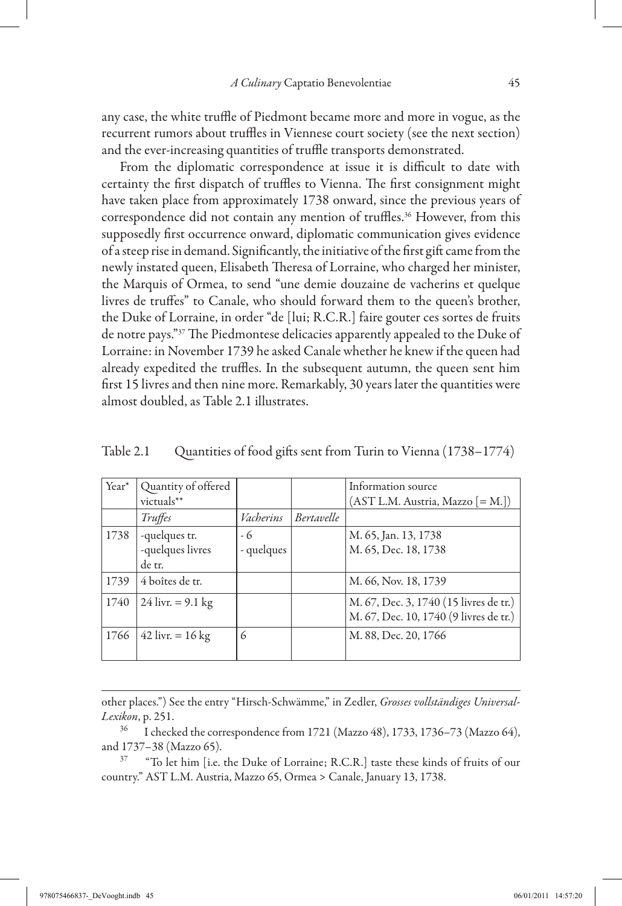any case, the white truffle of Piedmont became more and more in vogue, as the recurrent rumors about truffles in Viennese court society (see the next section) and the ever-increasing quantities of truffle transports demonstrated.

From the diplomatic correspondence at issue it is difficult to date with certainty the first dispatch of truffles to Vienna. The first consignment might have taken place from approximately 1738 onward, since the previous years of correspondence did not contain any mention of truffles.[36] However, from this supposedly first occurrence onward, diplomatic communication gives evidence of a steep rise in demand. Significantly, the initiative of the first gift came from the newly instated queen, Elisabeth Theresa of Lorraine, who charged her minister, the Marquis of Ormea, to send "une demie douzaine de vacherins et quelque livres de truffes" to Canale, who should forward them to the queen's brother, the Duke of Lorraine, in order "de [lui; R.C.R.] faire gouter ces sortes de fruits de notre pays."[37] The Piedmontese delicacies apparently appealed to the Duke of Lorraine: in November 1739 he asked Canale whether he knew if the queen had already expedited the truffles. In the subsequent autumn, the queen sent him first 15 livres and then nine more. Remarkably, 30 years later the quantities were almost doubled, as Table 2.1 illustrates.

Table 2.1 Quantities of food gifts sent from Turin to Vienna (1738–1774)

| Year* | Quantity of offered victuals** | | | Information source (AST L.M. Austria, Mazzo [= M.]) |
|---|---|---|---|---|
| | *Truffes* | *Vacherins* | *Bertavelle* | |
| 1738 | -quelques tr.<br>-quelques livres de tr. | - 6<br>- quelques | | M. 65, Jan. 13, 1738<br>M. 65, Dec. 18, 1738 |
| 1739 | 4 boîtes de tr. | | | M. 66, Nov. 18, 1739 |
| 1740 | 24 livr. = 9.1 kg | | | M. 67, Dec. 3, 1740 (15 livres de tr.)<br>M. 67, Dec. 10, 1740 (9 livres de tr.) |
| 1766 | 42 livr. = 16 kg | 6 | | M. 88, Dec. 20, 1766 |

other places.") See the entry "Hirsch-Schwämme," in Zedler, *Grosses vollständiges Universal-Lexikon*, p. 251.

[36] I checked the correspondence from 1721 (Mazzo 48), 1733, 1736–73 (Mazzo 64), and 1737–38 (Mazzo 65).

[37] "To let him [i.e. the Duke of Lorraine; R.C.R.] taste these kinds of fruits of our country." AST L.M. Austria, Mazzo 65, Ormea > Canale, January 13, 1738.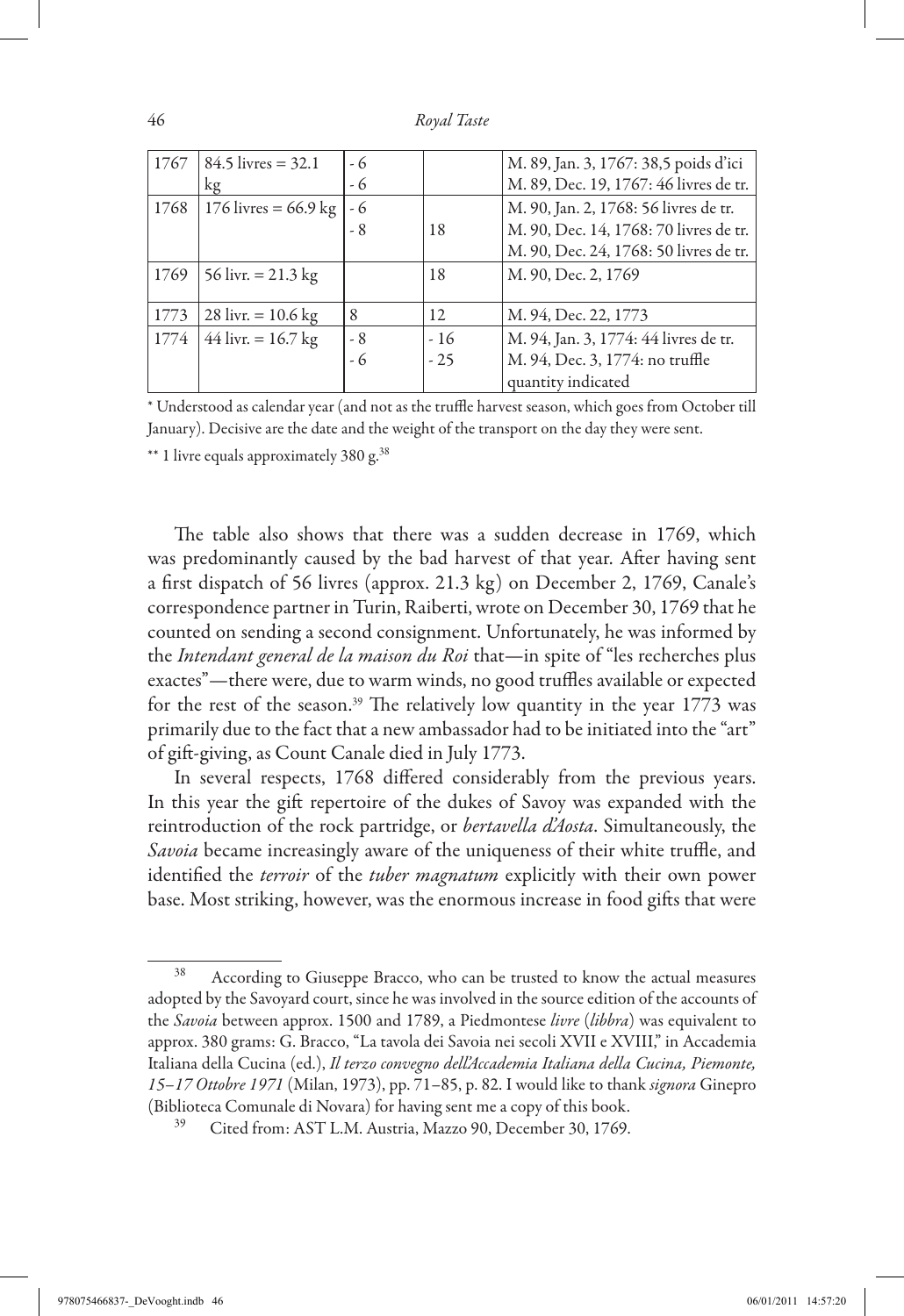| 1767 | 84.5 livres = 32.1 kg | - 6<br>- 6 | | M. 89, Jan. 3, 1767: 38,5 poids d'ici<br>M. 89, Dec. 19, 1767: 46 livres de tr. |
|---|---|---|---|---|
| 1768 | 176 livres = 66.9 kg | - 6<br>- 8 | 18 | M. 90, Jan. 2, 1768: 56 livres de tr.<br>M. 90, Dec. 14, 1768: 70 livres de tr.<br>M. 90, Dec. 24, 1768: 50 livres de tr. |
| 1769 | 56 livr. = 21.3 kg | | 18 | M. 90, Dec. 2, 1769 |
| 1773 | 28 livr. = 10.6 kg | 8 | 12 | M. 94, Dec. 22, 1773 |
| 1774 | 44 livr. = 16.7 kg | - 8<br>- 6 | - 16<br>- 25 | M. 94, Jan. 3, 1774: 44 livres de tr.<br>M. 94, Dec. 3, 1774: no truffle quantity indicated |

* Understood as calendar year (and not as the truffle harvest season, which goes from October till January). Decisive are the date and the weight of the transport on the day they were sent.

** 1 livre equals approximately 380 g.[38]

The table also shows that there was a sudden decrease in 1769, which was predominantly caused by the bad harvest of that year. After having sent a first dispatch of 56 livres (approx. 21.3 kg) on December 2, 1769, Canale's correspondence partner in Turin, Raiberti, wrote on December 30, 1769 that he counted on sending a second consignment. Unfortunately, he was informed by the *Intendant general de la maison du Roi* that—in spite of "les recherches plus exactes"—there were, due to warm winds, no good truffles available or expected for the rest of the season.[39] The relatively low quantity in the year 1773 was primarily due to the fact that a new ambassador had to be initiated into the "art" of gift-giving, as Count Canale died in July 1773.

In several respects, 1768 differed considerably from the previous years. In this year the gift repertoire of the dukes of Savoy was expanded with the reintroduction of the rock partridge, or *bertavella d'Aosta*. Simultaneously, the *Savoia* became increasingly aware of the uniqueness of their white truffle, and identified the *terroir* of the *tuber magnatum* explicitly with their own power base. Most striking, however, was the enormous increase in food gifts that were

[38] According to Giuseppe Bracco, who can be trusted to know the actual measures adopted by the Savoyard court, since he was involved in the source edition of the accounts of the *Savoia* between approx. 1500 and 1789, a Piedmontese *livre* (*libbra*) was equivalent to approx. 380 grams: G. Bracco, "La tavola dei Savoia nei secoli XVII e XVIII," in Accademia Italiana della Cucina (ed.), *Il terzo convegno dell'Accademia Italiana della Cucina, Piemonte, 15–17 Ottobre 1971* (Milan, 1973), pp. 71–85, p. 82. I would like to thank *signora* Ginepro (Biblioteca Comunale di Novara) for having sent me a copy of this book.

[39] Cited from: AST L.M. Austria, Mazzo 90, December 30, 1769.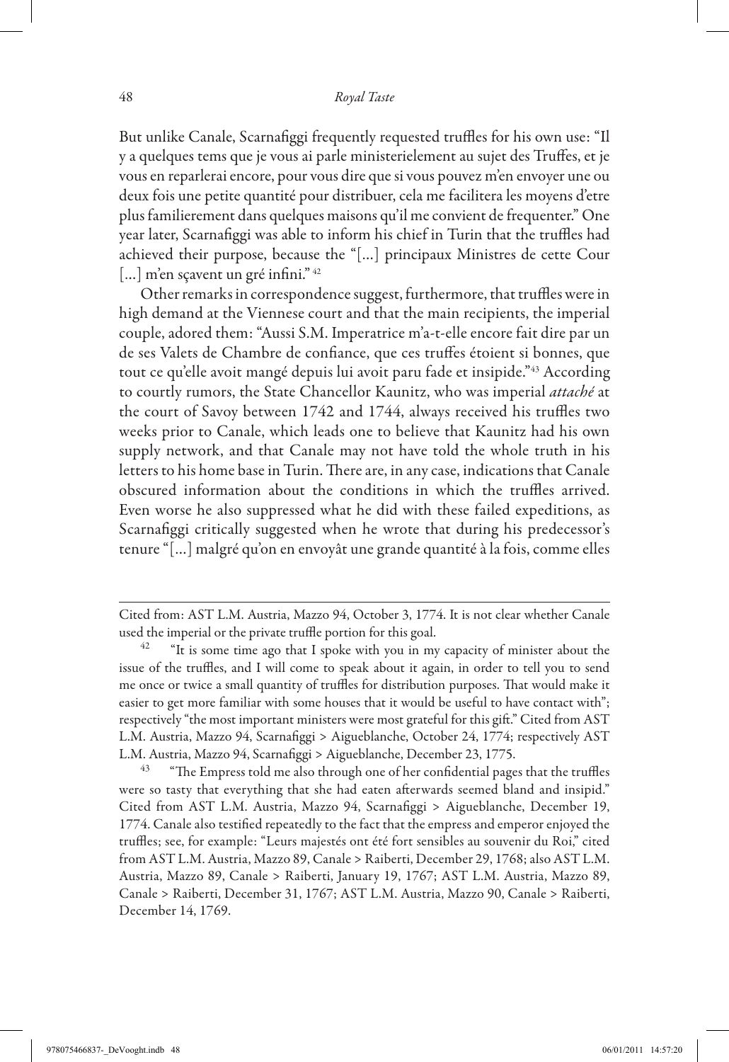But unlike Canale, Scarnafiggi frequently requested truffles for his own use: "Il y a quelques tems que je vous ai parle ministerielement au sujet des Truffes, et je vous en reparlerai encore, pour vous dire que si vous pouvez m'en envoyer une ou deux fois une petite quantité pour distribuer, cela me facilitera les moyens d'etre plus familierement dans quelques maisons qu'il me convient de frequenter." One year later, Scarnafiggi was able to inform his chief in Turin that the truffles had achieved their purpose, because the "[…] principaux Ministres de cette Cour […] m'en sçavent un gré infini." [42]

Other remarks in correspondence suggest, furthermore, that truffles were in high demand at the Viennese court and that the main recipients, the imperial couple, adored them: "Aussi S.M. Imperatrice m'a-t-elle encore fait dire par un de ses Valets de Chambre de confiance, que ces truffes étoient si bonnes, que tout ce qu'elle avoit mangé depuis lui avoit paru fade et insipide."[43] According to courtly rumors, the State Chancellor Kaunitz, who was imperial *attaché* at the court of Savoy between 1742 and 1744, always received his truffles two weeks prior to Canale, which leads one to believe that Kaunitz had his own supply network, and that Canale may not have told the whole truth in his letters to his home base in Turin. There are, in any case, indications that Canale obscured information about the conditions in which the truffles arrived. Even worse he also suppressed what he did with these failed expeditions, as Scarnafiggi critically suggested when he wrote that during his predecessor's tenure "[…] malgré qu'on en envoyât une grande quantité à la fois, comme elles

---

Cited from: AST L.M. Austria, Mazzo 94, October 3, 1774. It is not clear whether Canale used the imperial or the private truffle portion for this goal.

[42] "It is some time ago that I spoke with you in my capacity of minister about the issue of the truffles, and I will come to speak about it again, in order to tell you to send me once or twice a small quantity of truffles for distribution purposes. That would make it easier to get more familiar with some houses that it would be useful to have contact with"; respectively "the most important ministers were most grateful for this gift." Cited from AST L.M. Austria, Mazzo 94, Scarnafiggi > Aigueblanche, October 24, 1774; respectively AST L.M. Austria, Mazzo 94, Scarnafiggi > Aigueblanche, December 23, 1775.

[43] "The Empress told me also through one of her confidential pages that the truffles were so tasty that everything that she had eaten afterwards seemed bland and insipid." Cited from AST L.M. Austria, Mazzo 94, Scarnafiggi > Aigueblanche, December 19, 1774. Canale also testified repeatedly to the fact that the empress and emperor enjoyed the truffles; see, for example: "Leurs majestés ont été fort sensibles au souvenir du Roi," cited from AST L.M. Austria, Mazzo 89, Canale > Raiberti, December 29, 1768; also AST L.M. Austria, Mazzo 89, Canale > Raiberti, January 19, 1767; AST L.M. Austria, Mazzo 89, Canale > Raiberti, December 31, 1767; AST L.M. Austria, Mazzo 90, Canale > Raiberti, December 14, 1769.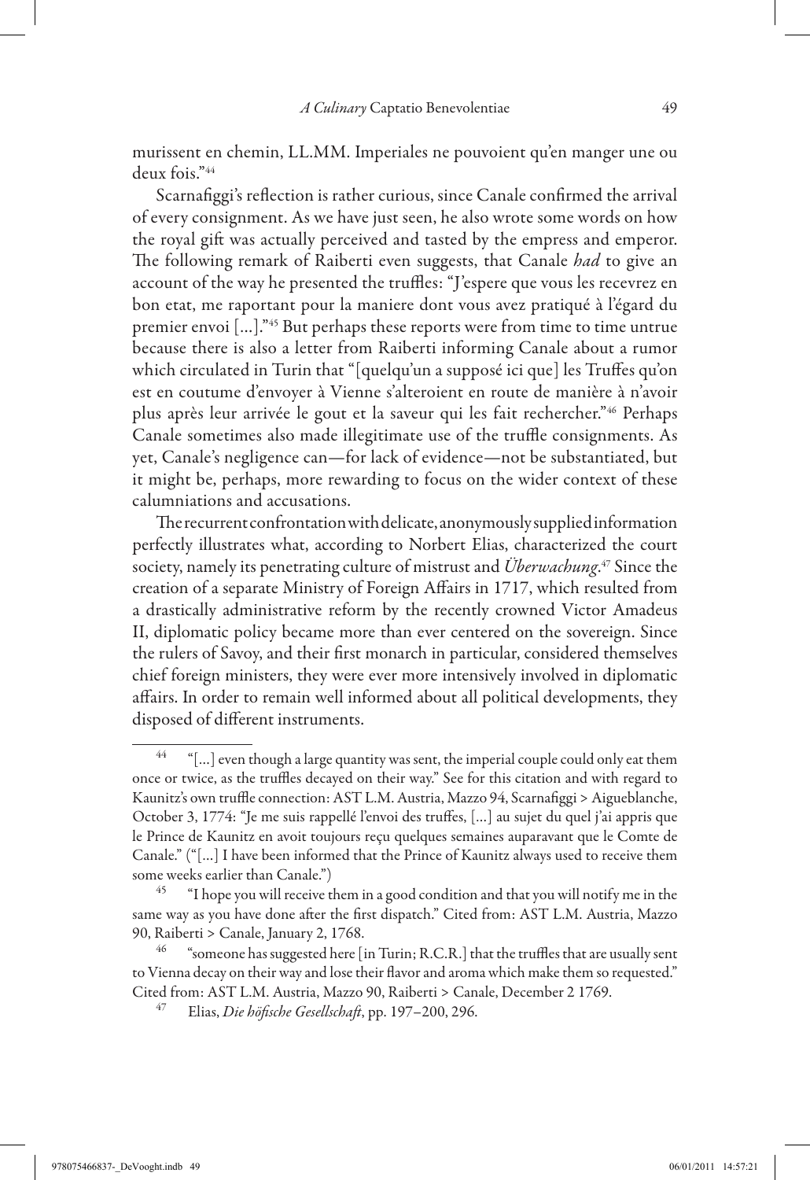murissent en chemin, LL.MM. Imperiales ne pouvoient qu'en manger une ou deux fois."[44]

Scarnafiggi's reflection is rather curious, since Canale confirmed the arrival of every consignment. As we have just seen, he also wrote some words on how the royal gift was actually perceived and tasted by the empress and emperor. The following remark of Raiberti even suggests, that Canale *had* to give an account of the way he presented the truffles: "J'espere que vous les recevrez en bon etat, me raportant pour la maniere dont vous avez pratiqué à l'égard du premier envoi [...]."[45] But perhaps these reports were from time to time untrue because there is also a letter from Raiberti informing Canale about a rumor which circulated in Turin that "[quelqu'un a supposé ici que] les Truffes qu'on est en coutume d'envoyer à Vienne s'alteroient en route de manière à n'avoir plus après leur arrivée le gout et la saveur qui les fait rechercher."[46] Perhaps Canale sometimes also made illegitimate use of the truffle consignments. As yet, Canale's negligence can—for lack of evidence—not be substantiated, but it might be, perhaps, more rewarding to focus on the wider context of these calumniations and accusations.

The recurrent confrontation with delicate, anonymously supplied information perfectly illustrates what, according to Norbert Elias, characterized the court society, namely its penetrating culture of mistrust and *Überwachung*.[47] Since the creation of a separate Ministry of Foreign Affairs in 1717, which resulted from a drastically administrative reform by the recently crowned Victor Amadeus II, diplomatic policy became more than ever centered on the sovereign. Since the rulers of Savoy, and their first monarch in particular, considered themselves chief foreign ministers, they were ever more intensively involved in diplomatic affairs. In order to remain well informed about all political developments, they disposed of different instruments.

---

[44] "[...] even though a large quantity was sent, the imperial couple could only eat them once or twice, as the truffles decayed on their way." See for this citation and with regard to Kaunitz's own truffle connection: AST L.M. Austria, Mazzo 94, Scarnafiggi > Aigueblanche, October 3, 1774: "Je me suis rappellé l'envoi des truffes, [...] au sujet du quel j'ai appris que le Prince de Kaunitz en avoit toujours reçu quelques semaines auparavant que le Comte de Canale." ("[...] I have been informed that the Prince of Kaunitz always used to receive them some weeks earlier than Canale.")

[45] "I hope you will receive them in a good condition and that you will notify me in the same way as you have done after the first dispatch." Cited from: AST L.M. Austria, Mazzo 90, Raiberti > Canale, January 2, 1768.

[46] "someone has suggested here [in Turin; R.C.R.] that the truffles that are usually sent to Vienna decay on their way and lose their flavor and aroma which make them so requested." Cited from: AST L.M. Austria, Mazzo 90, Raiberti > Canale, December 2 1769.

[47] Elias, *Die höfische Gesellschaft*, pp. 197–200, 296.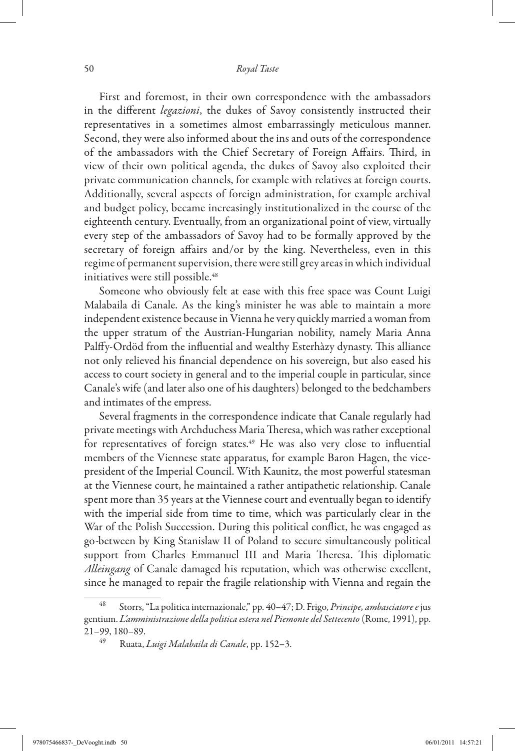First and foremost, in their own correspondence with the ambassadors in the different *legazioni*, the dukes of Savoy consistently instructed their representatives in a sometimes almost embarrassingly meticulous manner. Second, they were also informed about the ins and outs of the correspondence of the ambassadors with the Chief Secretary of Foreign Affairs. Third, in view of their own political agenda, the dukes of Savoy also exploited their private communication channels, for example with relatives at foreign courts. Additionally, several aspects of foreign administration, for example archival and budget policy, became increasingly institutionalized in the course of the eighteenth century. Eventually, from an organizational point of view, virtually every step of the ambassadors of Savoy had to be formally approved by the secretary of foreign affairs and/or by the king. Nevertheless, even in this regime of permanent supervision, there were still grey areas in which individual initiatives were still possible.[48]

Someone who obviously felt at ease with this free space was Count Luigi Malabaila di Canale. As the king's minister he was able to maintain a more independent existence because in Vienna he very quickly married a woman from the upper stratum of the Austrian-Hungarian nobility, namely Maria Anna Palffy-Ordöd from the influential and wealthy Esterhàzy dynasty. This alliance not only relieved his financial dependence on his sovereign, but also eased his access to court society in general and to the imperial couple in particular, since Canale's wife (and later also one of his daughters) belonged to the bedchambers and intimates of the empress.

Several fragments in the correspondence indicate that Canale regularly had private meetings with Archduchess Maria Theresa, which was rather exceptional for representatives of foreign states.[49] He was also very close to influential members of the Viennese state apparatus, for example Baron Hagen, the vice-president of the Imperial Council. With Kaunitz, the most powerful statesman at the Viennese court, he maintained a rather antipathetic relationship. Canale spent more than 35 years at the Viennese court and eventually began to identify with the imperial side from time to time, which was particularly clear in the War of the Polish Succession. During this political conflict, he was engaged as go-between by King Stanislaw II of Poland to secure simultaneously political support from Charles Emmanuel III and Maria Theresa. This diplomatic *Alleingang* of Canale damaged his reputation, which was otherwise excellent, since he managed to repair the fragile relationship with Vienna and regain the

---

[48] Storrs, "La politica internazionale," pp. 40–47; D. Frigo, *Principe, ambasciatore e* jus gentium. *L'amministrazione della politica estera nel Piemonte del Settecento* (Rome, 1991), pp. 21–99, 180–89.

[49] Ruata, *Luigi Malabaila di Canale*, pp. 152–3.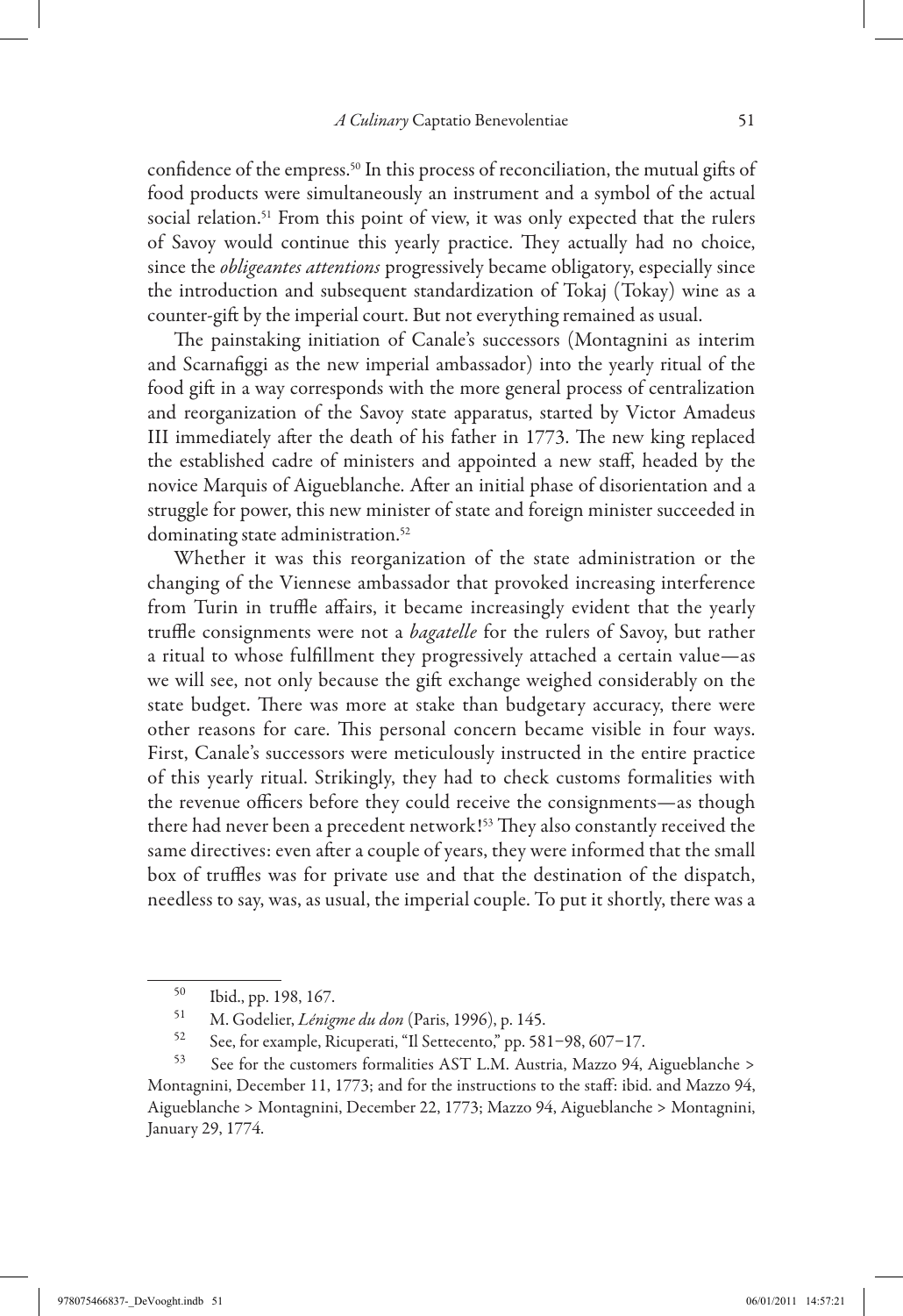confidence of the empress.[50] In this process of reconciliation, the mutual gifts of food products were simultaneously an instrument and a symbol of the actual social relation.[51] From this point of view, it was only expected that the rulers of Savoy would continue this yearly practice. They actually had no choice, since the *obligeantes attentions* progressively became obligatory, especially since the introduction and subsequent standardization of Tokaj (Tokay) wine as a counter-gift by the imperial court. But not everything remained as usual.

The painstaking initiation of Canale's successors (Montagnini as interim and Scarnafiggi as the new imperial ambassador) into the yearly ritual of the food gift in a way corresponds with the more general process of centralization and reorganization of the Savoy state apparatus, started by Victor Amadeus III immediately after the death of his father in 1773. The new king replaced the established cadre of ministers and appointed a new staff, headed by the novice Marquis of Aigueblanche. After an initial phase of disorientation and a struggle for power, this new minister of state and foreign minister succeeded in dominating state administration.[52]

Whether it was this reorganization of the state administration or the changing of the Viennese ambassador that provoked increasing interference from Turin in truffle affairs, it became increasingly evident that the yearly truffle consignments were not a *bagatelle* for the rulers of Savoy, but rather a ritual to whose fulfillment they progressively attached a certain value—as we will see, not only because the gift exchange weighed considerably on the state budget. There was more at stake than budgetary accuracy, there were other reasons for care. This personal concern became visible in four ways. First, Canale's successors were meticulously instructed in the entire practice of this yearly ritual. Strikingly, they had to check customs formalities with the revenue officers before they could receive the consignments—as though there had never been a precedent network![53] They also constantly received the same directives: even after a couple of years, they were informed that the small box of truffles was for private use and that the destination of the dispatch, needless to say, was, as usual, the imperial couple. To put it shortly, there was a

---

[50] Ibid., pp. 198, 167.

[51] M. Godelier, *L'énigme du don* (Paris, 1996), p. 145.

[52] See, for example, Ricuperati, "Il Settecento," pp. 581–98, 607–17.

[53] See for the customers formalities AST L.M. Austria, Mazzo 94, Aigueblanche > Montagnini, December 11, 1773; and for the instructions to the staff: ibid. and Mazzo 94, Aigueblanche > Montagnini, December 22, 1773; Mazzo 94, Aigueblanche > Montagnini, January 29, 1774.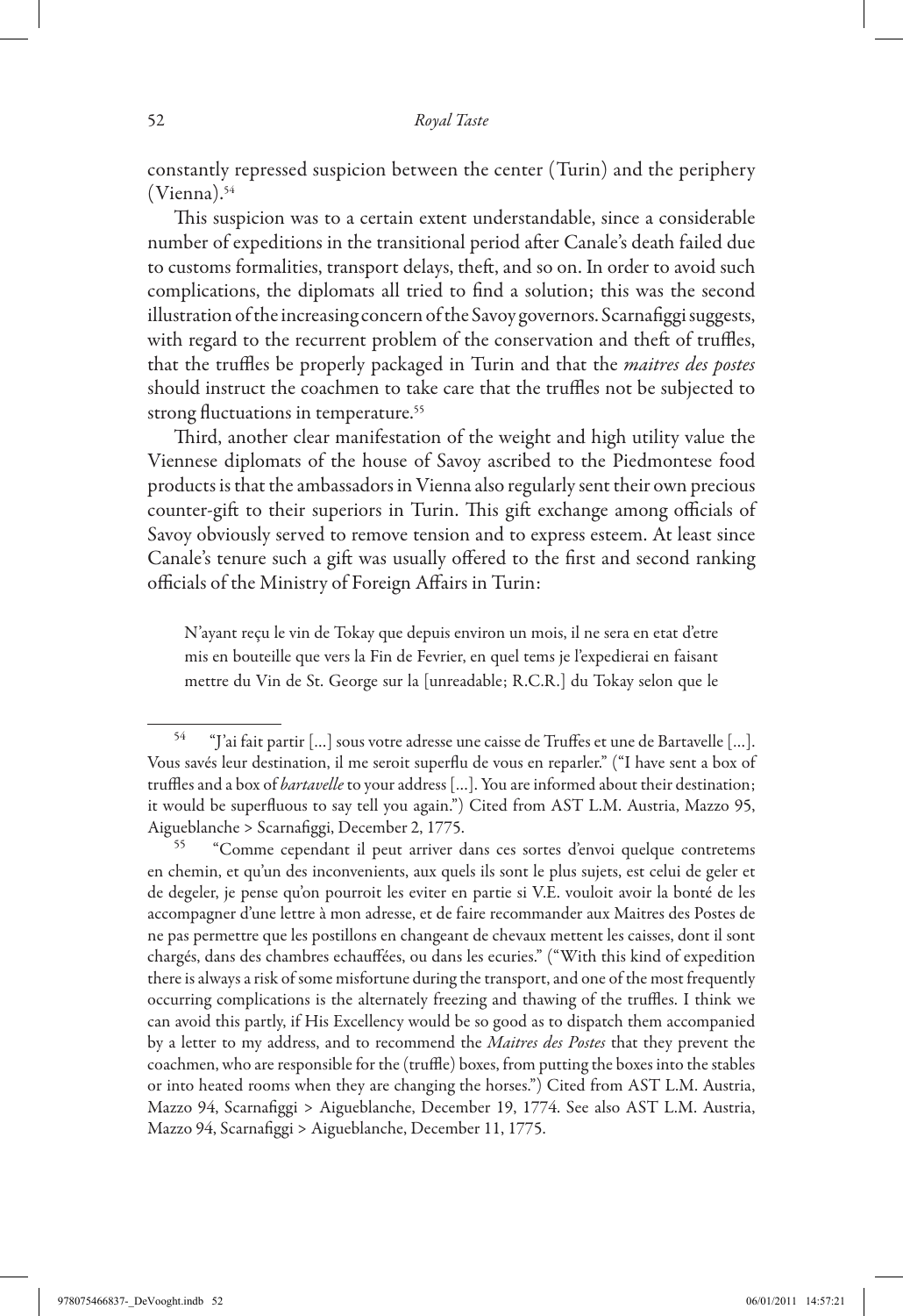constantly repressed suspicion between the center (Turin) and the periphery (Vienna).[54]

This suspicion was to a certain extent understandable, since a considerable number of expeditions in the transitional period after Canale's death failed due to customs formalities, transport delays, theft, and so on. In order to avoid such complications, the diplomats all tried to find a solution; this was the second illustration of the increasing concern of the Savoy governors. Scarnafiggi suggests, with regard to the recurrent problem of the conservation and theft of truffles, that the truffles be properly packaged in Turin and that the *maitres des postes* should instruct the coachmen to take care that the truffles not be subjected to strong fluctuations in temperature.[55]

Third, another clear manifestation of the weight and high utility value the Viennese diplomats of the house of Savoy ascribed to the Piedmontese food products is that the ambassadors in Vienna also regularly sent their own precious counter-gift to their superiors in Turin. This gift exchange among officials of Savoy obviously served to remove tension and to express esteem. At least since Canale's tenure such a gift was usually offered to the first and second ranking officials of the Ministry of Foreign Affairs in Turin:

> N'ayant reçu le vin de Tokay que depuis environ un mois, il ne sera en etat d'etre mis en bouteille que vers la Fin de Fevrier, en quel tems je l'expedierai en faisant mettre du Vin de St. George sur la [unreadable; R.C.R.] du Tokay selon que le

---

[54] "J'ai fait partir [...] sous votre adresse une caisse de Truffes et une de Bartavelle [...]. Vous savés leur destination, il me seroit superflu de vous en reparler." ("I have sent a box of truffles and a box of *bartavelle* to your address [...]. You are informed about their destination; it would be superfluous to say tell you again.") Cited from AST L.M. Austria, Mazzo 95, Aigueblanche > Scarnafiggi, December 2, 1775.

[55] "Comme cependant il peut arriver dans ces sortes d'envoi quelque contretems en chemin, et qu'un des inconvenients, aux quels ils sont le plus sujets, est celui de geler et de degeler, je pense qu'on pourroit les eviter en partie si V.E. vouloit avoir la bonté de les accompagner d'une lettre à mon adresse, et de faire recommander aux Maitres des Postes de ne pas permettre que les postillons en changeant de chevaux mettent les caisses, dont il sont chargés, dans des chambres echauffées, ou dans les ecuries." ("With this kind of expedition there is always a risk of some misfortune during the transport, and one of the most frequently occurring complications is the alternately freezing and thawing of the truffles. I think we can avoid this partly, if His Excellency would be so good as to dispatch them accompanied by a letter to my address, and to recommend the *Maitres des Postes* that they prevent the coachmen, who are responsible for the (truffle) boxes, from putting the boxes into the stables or into heated rooms when they are changing the horses.") Cited from AST L.M. Austria, Mazzo 94, Scarnafiggi > Aigueblanche, December 19, 1774. See also AST L.M. Austria, Mazzo 94, Scarnafiggi > Aigueblanche, December 11, 1775.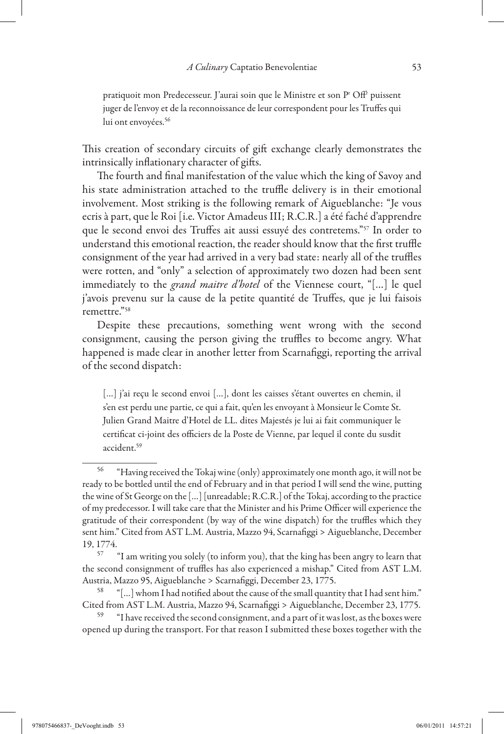pratiquoit mon Predecesseur. J'aurai soin que le Ministre et son P[r] Off[r] puissent juger de l'envoy et de la reconnoissance de leur correspondent pour les Truffes qui lui ont envoyées.[56]

This creation of secondary circuits of gift exchange clearly demonstrates the intrinsically inflationary character of gifts.

The fourth and final manifestation of the value which the king of Savoy and his state administration attached to the truffle delivery is in their emotional involvement. Most striking is the following remark of Aigueblanche: "Je vous ecris à part, que le Roi [i.e. Victor Amadeus III; R.C.R.] a été faché d'apprendre que le second envoi des Truffes ait aussi essuyé des contretems."[57] In order to understand this emotional reaction, the reader should know that the first truffle consignment of the year had arrived in a very bad state: nearly all of the truffles were rotten, and "only" a selection of approximately two dozen had been sent immediately to the *grand maitre d'hotel* of the Viennese court, "[...] le quel j'avois prevenu sur la cause de la petite quantité de Truffes, que je lui faisois remettre."[58]

Despite these precautions, something went wrong with the second consignment, causing the person giving the truffles to become angry. What happened is made clear in another letter from Scarnafiggi, reporting the arrival of the second dispatch:

> [...] j'ai reçu le second envoi [...], dont les caisses s'étant ouvertes en chemin, il s'en est perdu une partie, ce qui a fait, qu'en les envoyant à Monsieur le Comte St. Julien Grand Maitre d'Hotel de LL. dites Majestés je lui ai fait communiquer le certificat ci-joint des officiers de la Poste de Vienne, par lequel il conte du susdit accident.[59]

---

[56] "Having received the Tokaj wine (only) approximately one month ago, it will not be ready to be bottled until the end of February and in that period I will send the wine, putting the wine of St George on the [...] [unreadable; R.C.R.] of the Tokaj, according to the practice of my predecessor. I will take care that the Minister and his Prime Officer will experience the gratitude of their correspondent (by way of the wine dispatch) for the truffles which they sent him." Cited from AST L.M. Austria, Mazzo 94, Scarnafiggi > Aigueblanche, December 19, 1774.

[57] "I am writing you solely (to inform you), that the king has been angry to learn that the second consignment of truffles has also experienced a mishap." Cited from AST L.M. Austria, Mazzo 95, Aigueblanche > Scarnafiggi, December 23, 1775.

[58] "[...] whom I had notified about the cause of the small quantity that I had sent him." Cited from AST L.M. Austria, Mazzo 94, Scarnafiggi > Aigueblanche, December 23, 1775.

[59] "I have received the second consignment, and a part of it was lost, as the boxes were opened up during the transport. For that reason I submitted these boxes together with the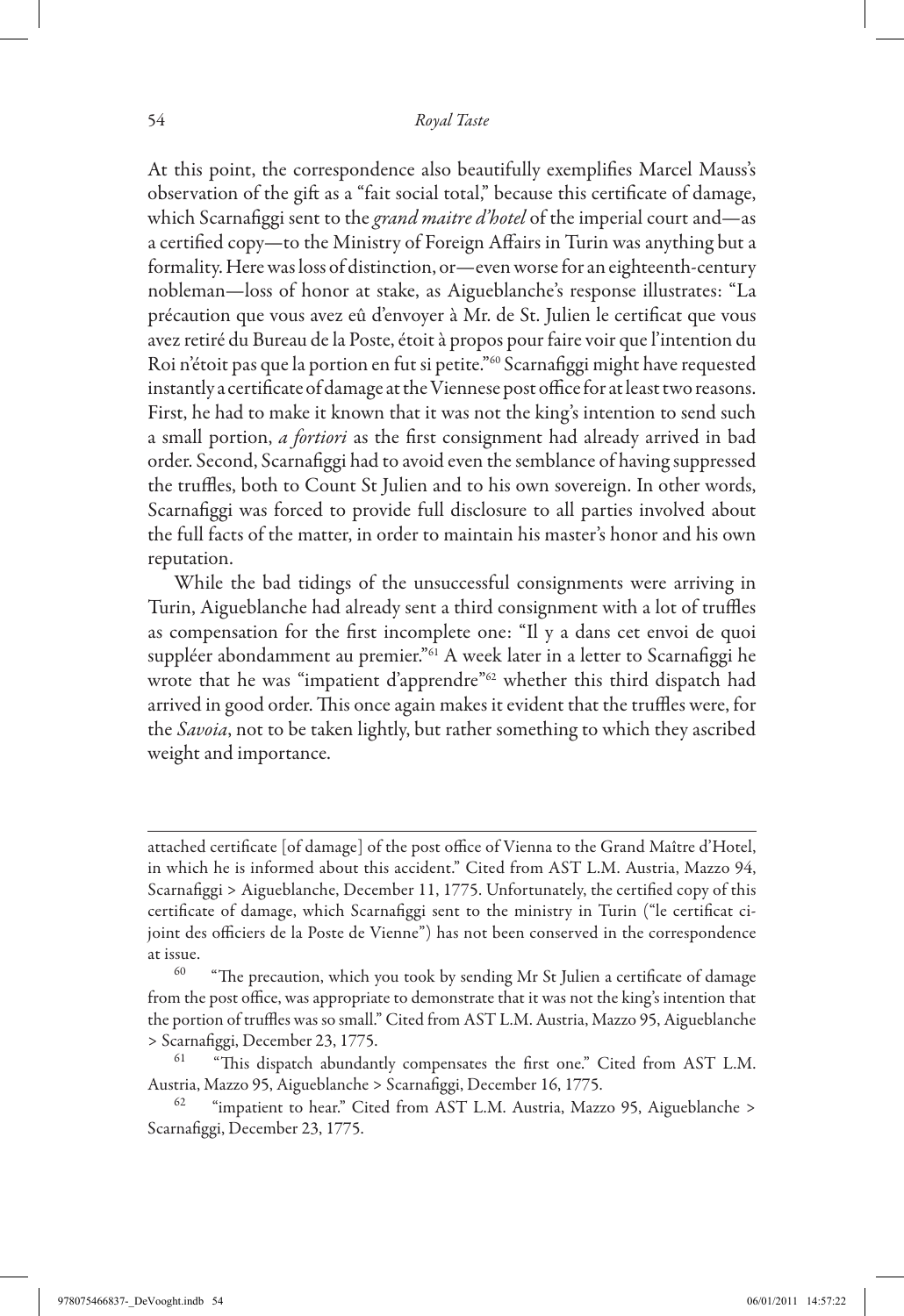At this point, the correspondence also beautifully exemplifies Marcel Mauss's observation of the gift as a "fait social total," because this certificate of damage, which Scarnafiggi sent to the *grand maitre d'hotel* of the imperial court and—as a certified copy—to the Ministry of Foreign Affairs in Turin was anything but a formality. Here was loss of distinction, or—even worse for an eighteenth-century nobleman—loss of honor at stake, as Aigueblanche's response illustrates: "La précaution que vous avez eû d'envoyer à Mr. de St. Julien le certificat que vous avez retiré du Bureau de la Poste, étoit à propos pour faire voir que l'intention du Roi n'étoit pas que la portion en fut si petite."[60] Scarnafiggi might have requested instantly a certificate of damage at the Viennese post office for at least two reasons. First, he had to make it known that it was not the king's intention to send such a small portion, *a fortiori* as the first consignment had already arrived in bad order. Second, Scarnafiggi had to avoid even the semblance of having suppressed the truffles, both to Count St Julien and to his own sovereign. In other words, Scarnafiggi was forced to provide full disclosure to all parties involved about the full facts of the matter, in order to maintain his master's honor and his own reputation.

While the bad tidings of the unsuccessful consignments were arriving in Turin, Aigueblanche had already sent a third consignment with a lot of truffles as compensation for the first incomplete one: "Il y a dans cet envoi de quoi suppléer abondamment au premier."[61] A week later in a letter to Scarnafiggi he wrote that he was "impatient d'apprendre"[62] whether this third dispatch had arrived in good order. This once again makes it evident that the truffles were, for the *Savoia*, not to be taken lightly, but rather something to which they ascribed weight and importance.

---

attached certificate [of damage] of the post office of Vienna to the Grand Maître d'Hotel, in which he is informed about this accident." Cited from AST L.M. Austria, Mazzo 94, Scarnafiggi > Aigueblanche, December 11, 1775. Unfortunately, the certified copy of this certificate of damage, which Scarnafiggi sent to the ministry in Turin ("le certificat ci-joint des officiers de la Poste de Vienne") has not been conserved in the correspondence at issue.

[60] "The precaution, which you took by sending Mr St Julien a certificate of damage from the post office, was appropriate to demonstrate that it was not the king's intention that the portion of truffles was so small." Cited from AST L.M. Austria, Mazzo 95, Aigueblanche > Scarnafiggi, December 23, 1775.

[61] "This dispatch abundantly compensates the first one." Cited from AST L.M. Austria, Mazzo 95, Aigueblanche > Scarnafiggi, December 16, 1775.

[62] "impatient to hear." Cited from AST L.M. Austria, Mazzo 95, Aigueblanche > Scarnafiggi, December 23, 1775.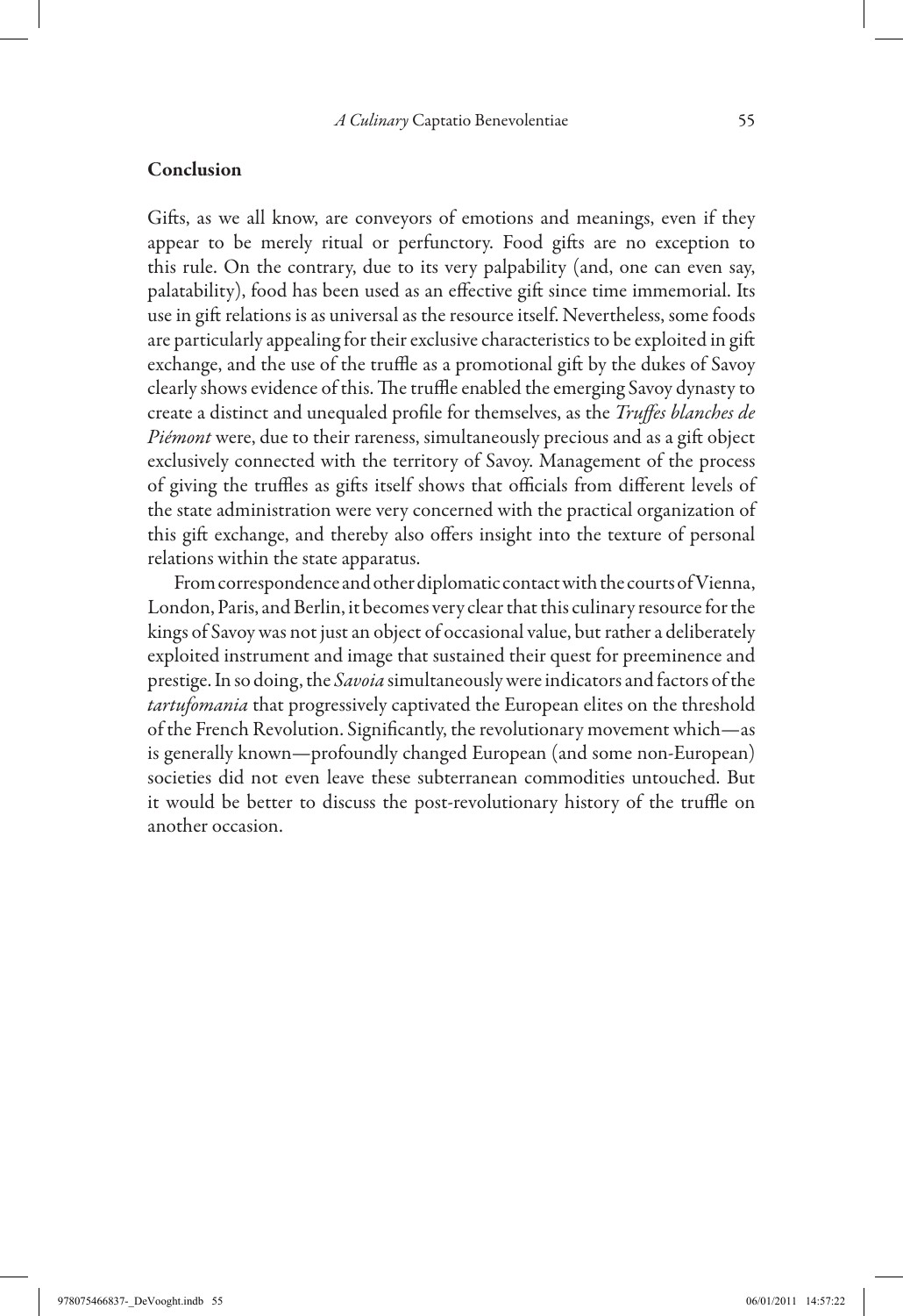## Conclusion

Gifts, as we all know, are conveyors of emotions and meanings, even if they appear to be merely ritual or perfunctory. Food gifts are no exception to this rule. On the contrary, due to its very palpability (and, one can even say, palatability), food has been used as an effective gift since time immemorial. Its use in gift relations is as universal as the resource itself. Nevertheless, some foods are particularly appealing for their exclusive characteristics to be exploited in gift exchange, and the use of the truffle as a promotional gift by the dukes of Savoy clearly shows evidence of this. The truffle enabled the emerging Savoy dynasty to create a distinct and unequaled profile for themselves, as the *Truffes blanches de Piémont* were, due to their rareness, simultaneously precious and as a gift object exclusively connected with the territory of Savoy. Management of the process of giving the truffles as gifts itself shows that officials from different levels of the state administration were very concerned with the practical organization of this gift exchange, and thereby also offers insight into the texture of personal relations within the state apparatus.

From correspondence and other diplomatic contact with the courts of Vienna, London, Paris, and Berlin, it becomes very clear that this culinary resource for the kings of Savoy was not just an object of occasional value, but rather a deliberately exploited instrument and image that sustained their quest for preeminence and prestige. In so doing, the *Savoia* simultaneously were indicators and factors of the *tartufomania* that progressively captivated the European elites on the threshold of the French Revolution. Significantly, the revolutionary movement which—as is generally known—profoundly changed European (and some non-European) societies did not even leave these subterranean commodities untouched. But it would be better to discuss the post-revolutionary history of the truffle on another occasion.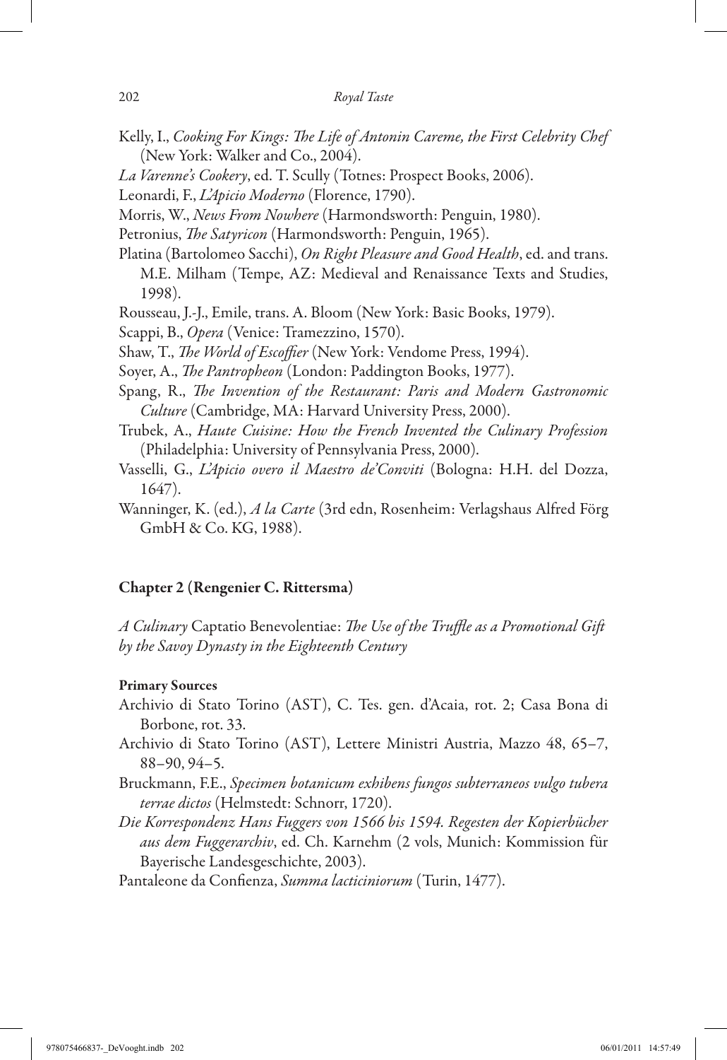Kelly, I., *Cooking For Kings: The Life of Antonin Careme, the First Celebrity Chef* (New York: Walker and Co., 2004).

*La Varenne's Cookery*, ed. T. Scully (Totnes: Prospect Books, 2006).

Leonardi, F., *L'Apicio Moderno* (Florence, 1790).

Morris, W., *News From Nowhere* (Harmondsworth: Penguin, 1980).

Petronius, *The Satyricon* (Harmondsworth: Penguin, 1965).

Platina (Bartolomeo Sacchi), *On Right Pleasure and Good Health*, ed. and trans. M.E. Milham (Tempe, AZ: Medieval and Renaissance Texts and Studies, 1998).

Rousseau, J.-J., Emile, trans. A. Bloom (New York: Basic Books, 1979).

Scappi, B., *Opera* (Venice: Tramezzino, 1570).

Shaw, T., *The World of Escoffier* (New York: Vendome Press, 1994).

Soyer, A., *The Pantropheon* (London: Paddington Books, 1977).

Spang, R., *The Invention of the Restaurant: Paris and Modern Gastronomic Culture* (Cambridge, MA: Harvard University Press, 2000).

Trubek, A., *Haute Cuisine: How the French Invented the Culinary Profession* (Philadelphia: University of Pennsylvania Press, 2000).

Vasselli, G., *L'Apicio overo il Maestro de'Conviti* (Bologna: H.H. del Dozza, 1647).

Wanninger, K. (ed.), *A la Carte* (3rd edn, Rosenheim: Verlagshaus Alfred Förg GmbH & Co. KG, 1988).

## Chapter 2 (Rengenier C. Rittersma)

*A Culinary* Captatio Benevolentiae: *The Use of the Truffle as a Promotional Gift by the Savoy Dynasty in the Eighteenth Century*

### Primary Sources

Archivio di Stato Torino (AST), C. Tes. gen. d'Acaia, rot. 2; Casa Bona di Borbone, rot. 33.

Archivio di Stato Torino (AST), Lettere Ministri Austria, Mazzo 48, 65–7, 88–90, 94–5.

Bruckmann, F.E., *Specimen botanicum exhibens fungos subterraneos vulgo tubera terrae dictos* (Helmstedt: Schnorr, 1720).

*Die Korrespondenz Hans Fuggers von 1566 bis 1594. Regesten der Kopierbücher aus dem Fuggerarchiv*, ed. Ch. Karnehm (2 vols, Munich: Kommission für Bayerische Landesgeschichte, 2003).

Pantaleone da Confienza, *Summa lacticiniorum* (Turin, 1477).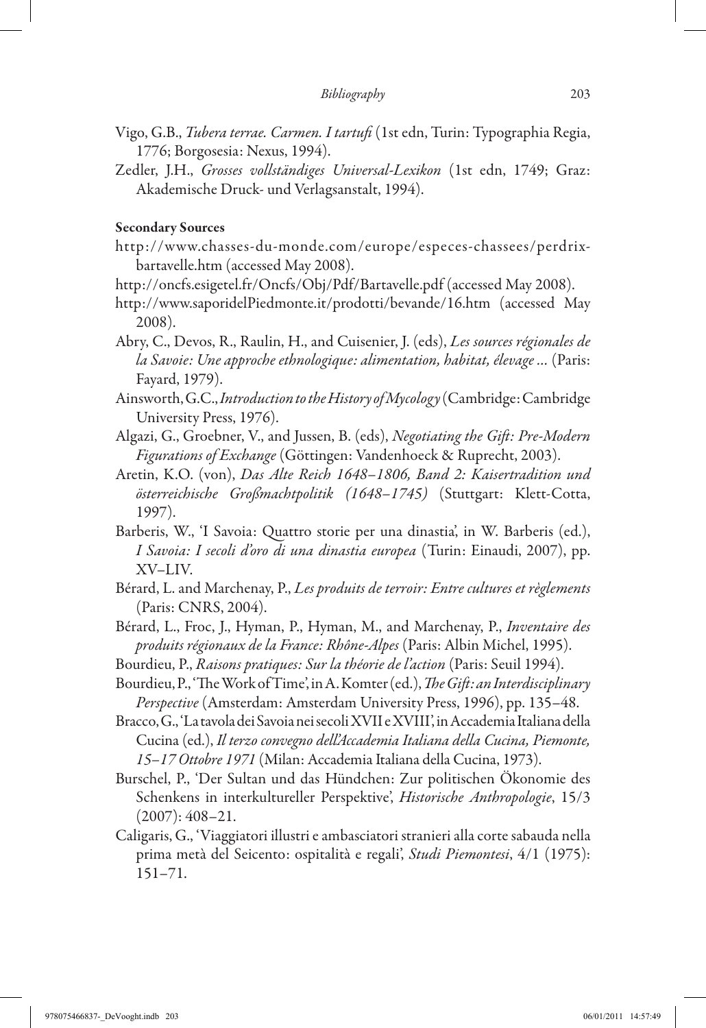Vigo, G.B., *Tubera terrae. Carmen. I tartufi* (1st edn, Turin: Typographia Regia, 1776; Borgosesia: Nexus, 1994).

Zedler, J.H., *Grosses vollständiges Universal-Lexikon* (1st edn, 1749; Graz: Akademische Druck- und Verlagsanstalt, 1994).

**Secondary Sources**

http://www.chasses-du-monde.com/europe/especes-chassees/perdrix-bartavelle.htm (accessed May 2008).

http://oncfs.esigetel.fr/Oncfs/Obj/Pdf/Bartavelle.pdf (accessed May 2008).

http://www.saporidelPiedmonte.it/prodotti/bevande/16.htm (accessed May 2008).

Abry, C., Devos, R., Raulin, H., and Cuisenier, J. (eds), *Les sources régionales de la Savoie: Une approche ethnologique: alimentation, habitat, élevage ...* (Paris: Fayard, 1979).

Ainsworth, G.C., *Introduction to the History of Mycology* (Cambridge: Cambridge University Press, 1976).

Algazi, G., Groebner, V., and Jussen, B. (eds), *Negotiating the Gift: Pre-Modern Figurations of Exchange* (Göttingen: Vandenhoeck & Ruprecht, 2003).

Aretin, K.O. (von), *Das Alte Reich 1648–1806, Band 2: Kaisertradition und österreichische Großmachtpolitik (1648–1745)* (Stuttgart: Klett-Cotta, 1997).

Barberis, W., 'I Savoia: Quattro storie per una dinastia', in W. Barberis (ed.), *I Savoia: I secoli d'oro di una dinastia europea* (Turin: Einaudi, 2007), pp. XV–LIV.

Bérard, L. and Marchenay, P., *Les produits de terroir: Entre cultures et règlements* (Paris: CNRS, 2004).

Bérard, L., Froc, J., Hyman, P., Hyman, M., and Marchenay, P., *Inventaire des produits régionaux de la France: Rhône-Alpes* (Paris: Albin Michel, 1995).

Bourdieu, P., *Raisons pratiques: Sur la théorie de l'action* (Paris: Seuil 1994).

Bourdieu, P., 'The Work of Time', in A. Komter (ed.), *The Gift: an Interdisciplinary Perspective* (Amsterdam: Amsterdam University Press, 1996), pp. 135–48.

Bracco, G., 'La tavola dei Savoia nei secoli XVII e XVIII', in Accademia Italiana della Cucina (ed.), *Il terzo convegno dell'Accademia Italiana della Cucina, Piemonte, 15–17 Ottobre 1971* (Milan: Accademia Italiana della Cucina, 1973).

Burschel, P., 'Der Sultan und das Hündchen: Zur politischen Ökonomie des Schenkens in interkultureller Perspektive', *Historische Anthropologie*, 15/3 (2007): 408–21.

Caligaris, G., 'Viaggiatori illustri e ambasciatori stranieri alla corte sabauda nella prima metà del Seicento: ospitalità e regali', *Studi Piemontesi*, 4/1 (1975): 151–71.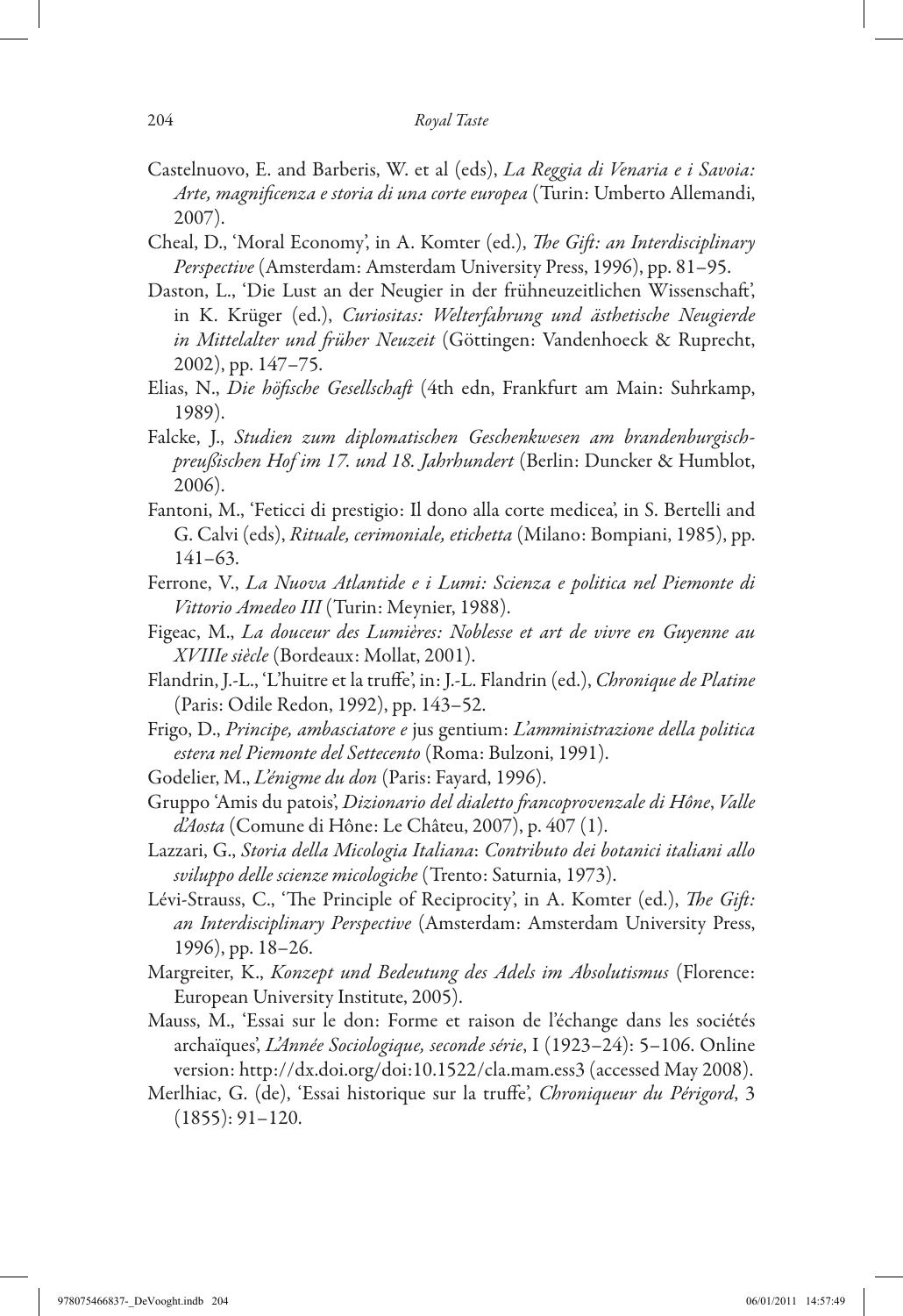Castelnuovo, E. and Barberis, W. et al (eds), *La Reggia di Venaria e i Savoia: Arte, magnificenza e storia di una corte europea* (Turin: Umberto Allemandi, 2007).

Cheal, D., 'Moral Economy', in A. Komter (ed.), *The Gift: an Interdisciplinary Perspective* (Amsterdam: Amsterdam University Press, 1996), pp. 81–95.

Daston, L., 'Die Lust an der Neugier in der frühneuzeitlichen Wissenschaft', in K. Krüger (ed.), *Curiositas: Welterfahrung und ästhetische Neugierde in Mittelalter und früher Neuzeit* (Göttingen: Vandenhoeck & Ruprecht, 2002), pp. 147–75.

Elias, N., *Die höfische Gesellschaft* (4th edn, Frankfurt am Main: Suhrkamp, 1989).

Falcke, J., *Studien zum diplomatischen Geschenkwesen am brandenburgisch-preußischen Hof im 17. und 18. Jahrhundert* (Berlin: Duncker & Humblot, 2006).

Fantoni, M., 'Feticci di prestigio: Il dono alla corte medicea', in S. Bertelli and G. Calvi (eds), *Rituale, cerimoniale, etichetta* (Milano: Bompiani, 1985), pp. 141–63.

Ferrone, V., *La Nuova Atlantide e i Lumi: Scienza e politica nel Piemonte di Vittorio Amedeo III* (Turin: Meynier, 1988).

Figeac, M., *La douceur des Lumières: Noblesse et art de vivre en Guyenne au XVIIIe siècle* (Bordeaux: Mollat, 2001).

Flandrin, J.-L., 'L'huitre et la truffe', in: J.-L. Flandrin (ed.), *Chronique de Platine* (Paris: Odile Redon, 1992), pp. 143–52.

Frigo, D., *Principe, ambasciatore e* jus gentium: *L'amministrazione della politica estera nel Piemonte del Settecento* (Roma: Bulzoni, 1991).

Godelier, M., *L'énigme du don* (Paris: Fayard, 1996).

Gruppo 'Amis du patois', *Dizionario del dialetto francoprovenzale di Hône*, *Valle d'Aosta* (Comune di Hône: Le Châteu, 2007), p. 407 (1).

Lazzari, G., *Storia della Micologia Italiana*: *Contributo dei botanici italiani allo sviluppo delle scienze micologiche* (Trento: Saturnia, 1973).

Lévi-Strauss, C., 'The Principle of Reciprocity', in A. Komter (ed.), *The Gift: an Interdisciplinary Perspective* (Amsterdam: Amsterdam University Press, 1996), pp. 18–26.

Margreiter, K., *Konzept und Bedeutung des Adels im Absolutismus* (Florence: European University Institute, 2005).

Mauss, M., 'Essai sur le don: Forme et raison de l'échange dans les sociétés archaïques', *L'Année Sociologique, seconde série*, I (1923–24): 5–106. Online version: http://dx.doi.org/doi:10.1522/cla.mam.ess3 (accessed May 2008).

Merlhiac, G. (de), 'Essai historique sur la truffe', *Chroniqueur du Périgord*, 3 (1855): 91–120.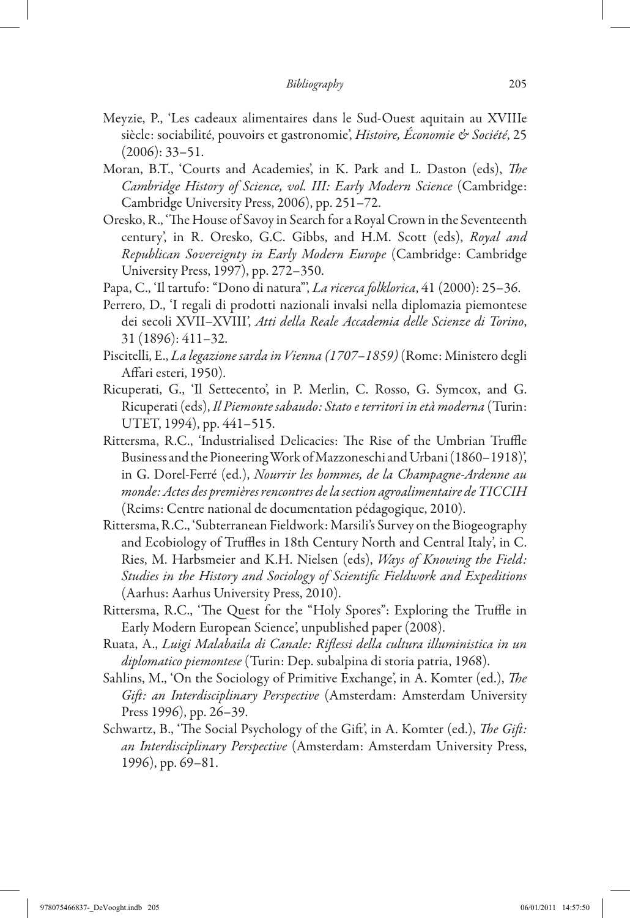Meyzie, P., 'Les cadeaux alimentaires dans le Sud-Ouest aquitain au XVIIIe siècle: sociabilité, pouvoirs et gastronomie', *Histoire, Économie & Société*, 25 (2006): 33–51.

Moran, B.T., 'Courts and Academies', in K. Park and L. Daston (eds), *The Cambridge History of Science, vol. III: Early Modern Science* (Cambridge: Cambridge University Press, 2006), pp. 251–72.

Oresko, R., 'The House of Savoy in Search for a Royal Crown in the Seventeenth century', in R. Oresko, G.C. Gibbs, and H.M. Scott (eds), *Royal and Republican Sovereignty in Early Modern Europe* (Cambridge: Cambridge University Press, 1997), pp. 272–350.

Papa, C., 'Il tartufo: "Dono di natura"', *La ricerca folklorica*, 41 (2000): 25–36.

Perrero, D., 'I regali di prodotti nazionali invalsi nella diplomazia piemontese dei secoli XVII–XVIII', *Atti della Reale Accademia delle Scienze di Torino*, 31 (1896): 411–32.

Piscitelli, E., *La legazione sarda in Vienna (1707–1859)* (Rome: Ministero degli Affari esteri, 1950).

Ricuperati, G., 'Il Settecento', in P. Merlin, C. Rosso, G. Symcox, and G. Ricuperati (eds), *Il Piemonte sabaudo: Stato e territori in età moderna* (Turin: UTET, 1994), pp. 441–515.

Rittersma, R.C., 'Industrialised Delicacies: The Rise of the Umbrian Truffle Business and the Pioneering Work of Mazzoneschi and Urbani (1860–1918)', in G. Dorel-Ferré (ed.), *Nourrir les hommes, de la Champagne-Ardenne au monde: Actes des premières rencontres de la section agroalimentaire de TICCIH* (Reims: Centre national de documentation pédagogique, 2010).

Rittersma, R.C., 'Subterranean Fieldwork: Marsili's Survey on the Biogeography and Ecobiology of Truffles in 18th Century North and Central Italy', in C. Ries, M. Harbsmeier and K.H. Nielsen (eds), *Ways of Knowing the Field: Studies in the History and Sociology of Scientific Fieldwork and Expeditions* (Aarhus: Aarhus University Press, 2010).

Rittersma, R.C., 'The Quest for the "Holy Spores": Exploring the Truffle in Early Modern European Science', unpublished paper (2008).

Ruata, A., *Luigi Malabaila di Canale: Riflessi della cultura illuministica in un diplomatico piemontese* (Turin: Dep. subalpina di storia patria, 1968).

Sahlins, M., 'On the Sociology of Primitive Exchange', in A. Komter (ed.), *The Gift: an Interdisciplinary Perspective* (Amsterdam: Amsterdam University Press 1996), pp. 26–39.

Schwartz, B., 'The Social Psychology of the Gift', in A. Komter (ed.), *The Gift: an Interdisciplinary Perspective* (Amsterdam: Amsterdam University Press, 1996), pp. 69–81.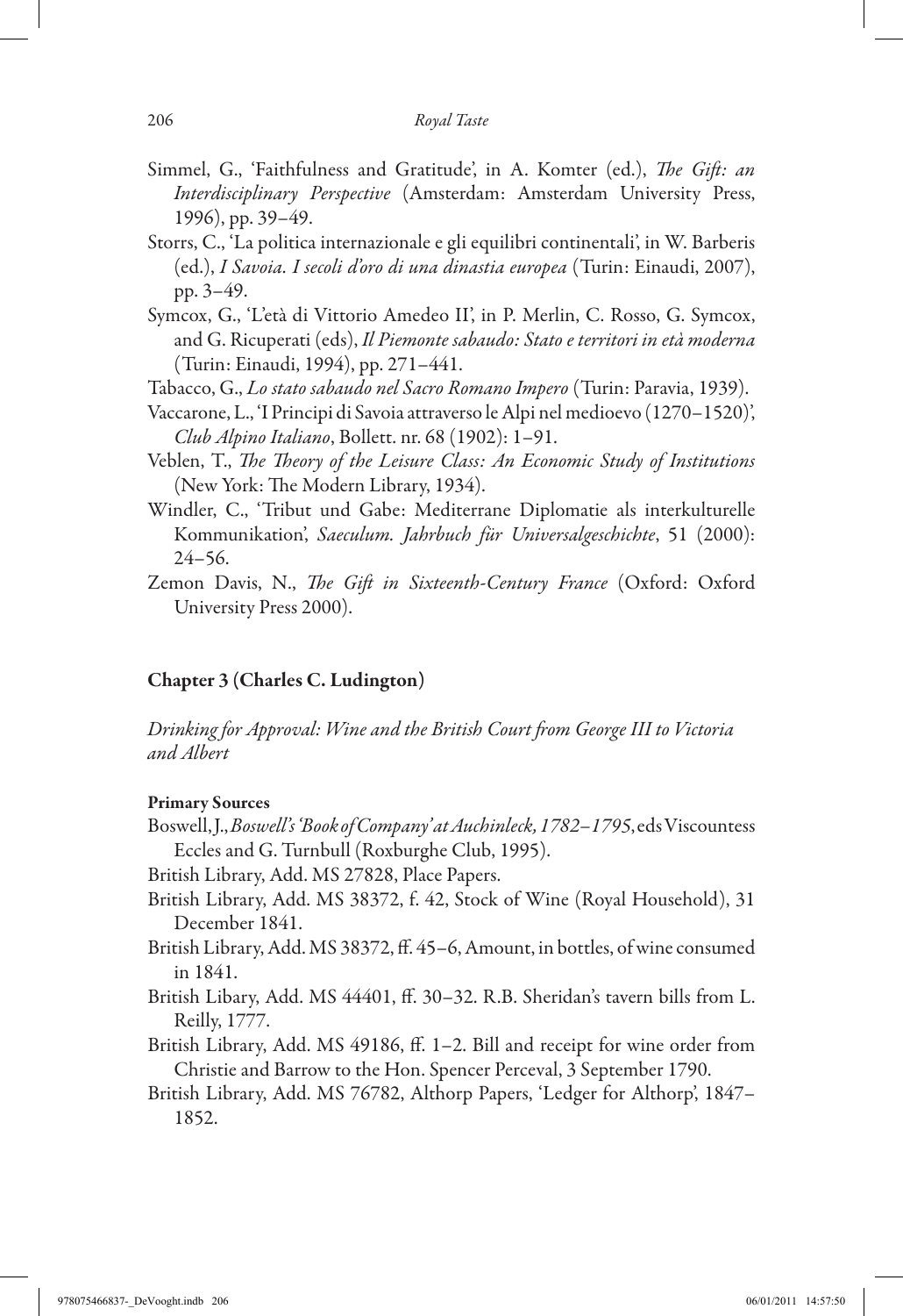Simmel, G., 'Faithfulness and Gratitude', in A. Komter (ed.), *The Gift: an Interdisciplinary Perspective* (Amsterdam: Amsterdam University Press, 1996), pp. 39–49.

Storrs, C., 'La politica internazionale e gli equilibri continentali', in W. Barberis (ed.), *I Savoia. I secoli d'oro di una dinastia europea* (Turin: Einaudi, 2007), pp. 3–49.

Symcox, G., 'L'età di Vittorio Amedeo II', in P. Merlin, C. Rosso, G. Symcox, and G. Ricuperati (eds), *Il Piemonte sabaudo: Stato e territori in età moderna* (Turin: Einaudi, 1994), pp. 271–441.

Tabacco, G., *Lo stato sabaudo nel Sacro Romano Impero* (Turin: Paravia, 1939).

Vaccarone, L., 'I Principi di Savoia attraverso le Alpi nel medioevo (1270–1520)', *Club Alpino Italiano*, Bollett. nr. 68 (1902): 1–91.

Veblen, T., *The Theory of the Leisure Class: An Economic Study of Institutions* (New York: The Modern Library, 1934).

Windler, C., 'Tribut und Gabe: Mediterrane Diplomatie als interkulturelle Kommunikation', *Saeculum. Jahrbuch für Universalgeschichte*, 51 (2000): 24–56.

Zemon Davis, N., *The Gift in Sixteenth-Century France* (Oxford: Oxford University Press 2000).

## Chapter 3 (Charles C. Ludington)

*Drinking for Approval: Wine and the British Court from George III to Victoria and Albert*

### Primary Sources

Boswell, J., *Boswell's 'Book of Company' at Auchinleck, 1782–1795*, eds Viscountess Eccles and G. Turnbull (Roxburghe Club, 1995).

British Library, Add. MS 27828, Place Papers.

British Library, Add. MS 38372, f. 42, Stock of Wine (Royal Household), 31 December 1841.

British Library, Add. MS 38372, ff. 45–6, Amount, in bottles, of wine consumed in 1841.

British Libary, Add. MS 44401, ff. 30–32. R.B. Sheridan's tavern bills from L. Reilly, 1777.

British Library, Add. MS 49186, ff. 1–2. Bill and receipt for wine order from Christie and Barrow to the Hon. Spencer Perceval, 3 September 1790.

British Library, Add. MS 76782, Althorp Papers, 'Ledger for Althorp', 1847–1852.